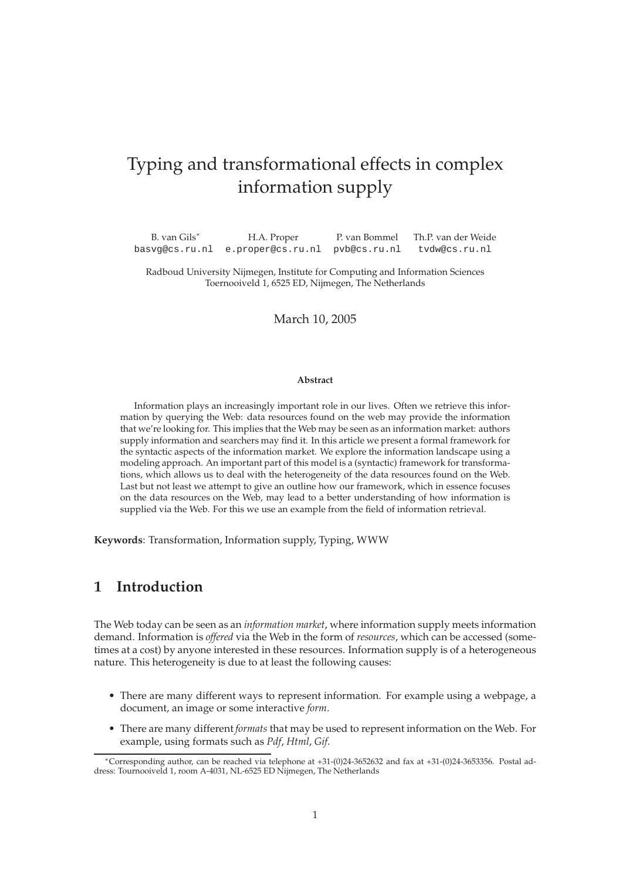# Typing and transformational effects in complex information supply

B. van Gils[*] basvg@cs.ru.nl   H.A. Proper e.proper@cs.ru.nl   P. van Bommel pvb@cs.ru.nl   Th.P. van der Weide tvdw@cs.ru.nl

Radboud University Nijmegen, Institute for Computing and Information Sciences
Toernooiveld 1, 6525 ED, Nijmegen, The Netherlands

March 10, 2005

**Abstract**

Information plays an increasingly important role in our lives. Often we retrieve this information by querying the Web: data resources found on the web may provide the information that we're looking for. This implies that the Web may be seen as an information market: authors supply information and searchers may find it. In this article we present a formal framework for the syntactic aspects of the information market. We explore the information landscape using a modeling approach. An important part of this model is a (syntactic) framework for transformations, which allows us to deal with the heterogeneity of the data resources found on the Web. Last but not least we attempt to give an outline how our framework, which in essence focuses on the data resources on the Web, may lead to a better understanding of how information is supplied via the Web. For this we use an example from the field of information retrieval.

**Keywords**: Transformation, Information supply, Typing, WWW

## 1 Introduction

The Web today can be seen as an *information market*, where information supply meets information demand. Information is *offered* via the Web in the form of *resources*, which can be accessed (sometimes at a cost) by anyone interested in these resources. Information supply is of a heterogeneous nature. This heterogeneity is due to at least the following causes:

- There are many different ways to represent information. For example using a webpage, a document, an image or some interactive *form*.
- There are many different *formats* that may be used to represent information on the Web. For example, using formats such as *Pdf*, *Html*, *Gif*.

[*] Corresponding author, can be reached via telephone at +31-(0)24-3652632 and fax at +31-(0)24-3653356. Postal address: Tournooiveld 1, room A-4031, NL-6525 ED Nijmegen, The Netherlands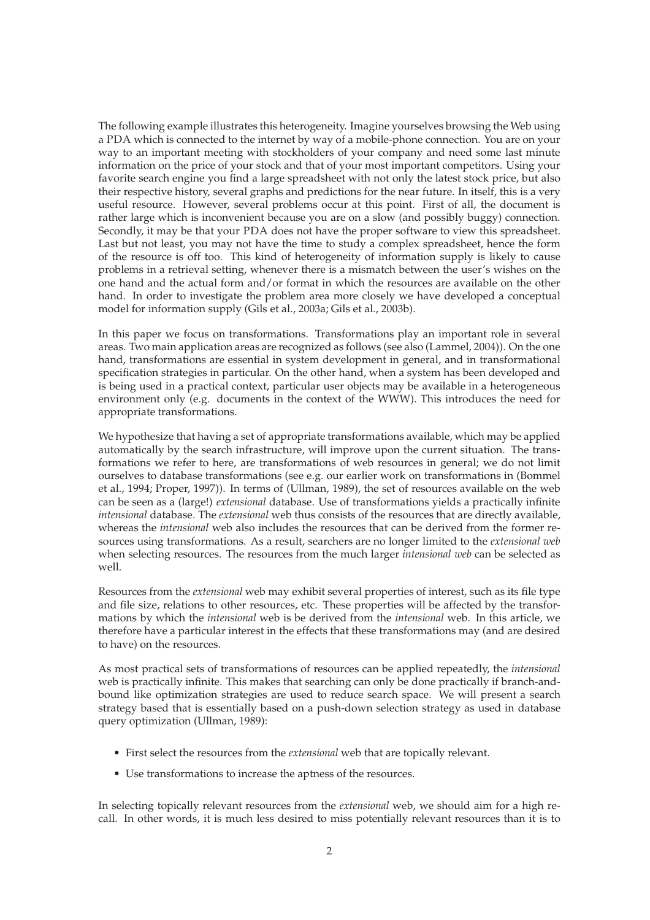The following example illustrates this heterogeneity. Imagine yourselves browsing the Web using a PDA which is connected to the internet by way of a mobile-phone connection. You are on your way to an important meeting with stockholders of your company and need some last minute information on the price of your stock and that of your most important competitors. Using your favorite search engine you find a large spreadsheet with not only the latest stock price, but also their respective history, several graphs and predictions for the near future. In itself, this is a very useful resource. However, several problems occur at this point. First of all, the document is rather large which is inconvenient because you are on a slow (and possibly buggy) connection. Secondly, it may be that your PDA does not have the proper software to view this spreadsheet. Last but not least, you may not have the time to study a complex spreadsheet, hence the form of the resource is off too. This kind of heterogeneity of information supply is likely to cause problems in a retrieval setting, whenever there is a mismatch between the user's wishes on the one hand and the actual form and/or format in which the resources are available on the other hand. In order to investigate the problem area more closely we have developed a conceptual model for information supply (Gils et al., 2003a; Gils et al., 2003b).

In this paper we focus on transformations. Transformations play an important role in several areas. Two main application areas are recognized as follows (see also (Lammel, 2004)). On the one hand, transformations are essential in system development in general, and in transformational specification strategies in particular. On the other hand, when a system has been developed and is being used in a practical context, particular user objects may be available in a heterogeneous environment only (e.g. documents in the context of the WWW). This introduces the need for appropriate transformations.

We hypothesize that having a set of appropriate transformations available, which may be applied automatically by the search infrastructure, will improve upon the current situation. The transformations we refer to here, are transformations of web resources in general; we do not limit ourselves to database transformations (see e.g. our earlier work on transformations in (Bommel et al., 1994; Proper, 1997)). In terms of (Ullman, 1989), the set of resources available on the web can be seen as a (large!) *extensional* database. Use of transformations yields a practically infinite *intensional* database. The *extensional* web thus consists of the resources that are directly available, whereas the *intensional* web also includes the resources that can be derived from the former resources using transformations. As a result, searchers are no longer limited to the *extensional web* when selecting resources. The resources from the much larger *intensional web* can be selected as well.

Resources from the *extensional* web may exhibit several properties of interest, such as its file type and file size, relations to other resources, etc. These properties will be affected by the transformations by which the *intensional* web is be derived from the *intensional* web. In this article, we therefore have a particular interest in the effects that these transformations may (and are desired to have) on the resources.

As most practical sets of transformations of resources can be applied repeatedly, the *intensional* web is practically infinite. This makes that searching can only be done practically if branch-and-bound like optimization strategies are used to reduce search space. We will present a search strategy based that is essentially based on a push-down selection strategy as used in database query optimization (Ullman, 1989):

- First select the resources from the *extensional* web that are topically relevant.
- Use transformations to increase the aptness of the resources.

In selecting topically relevant resources from the *extensional* web, we should aim for a high recall. In other words, it is much less desired to miss potentially relevant resources than it is to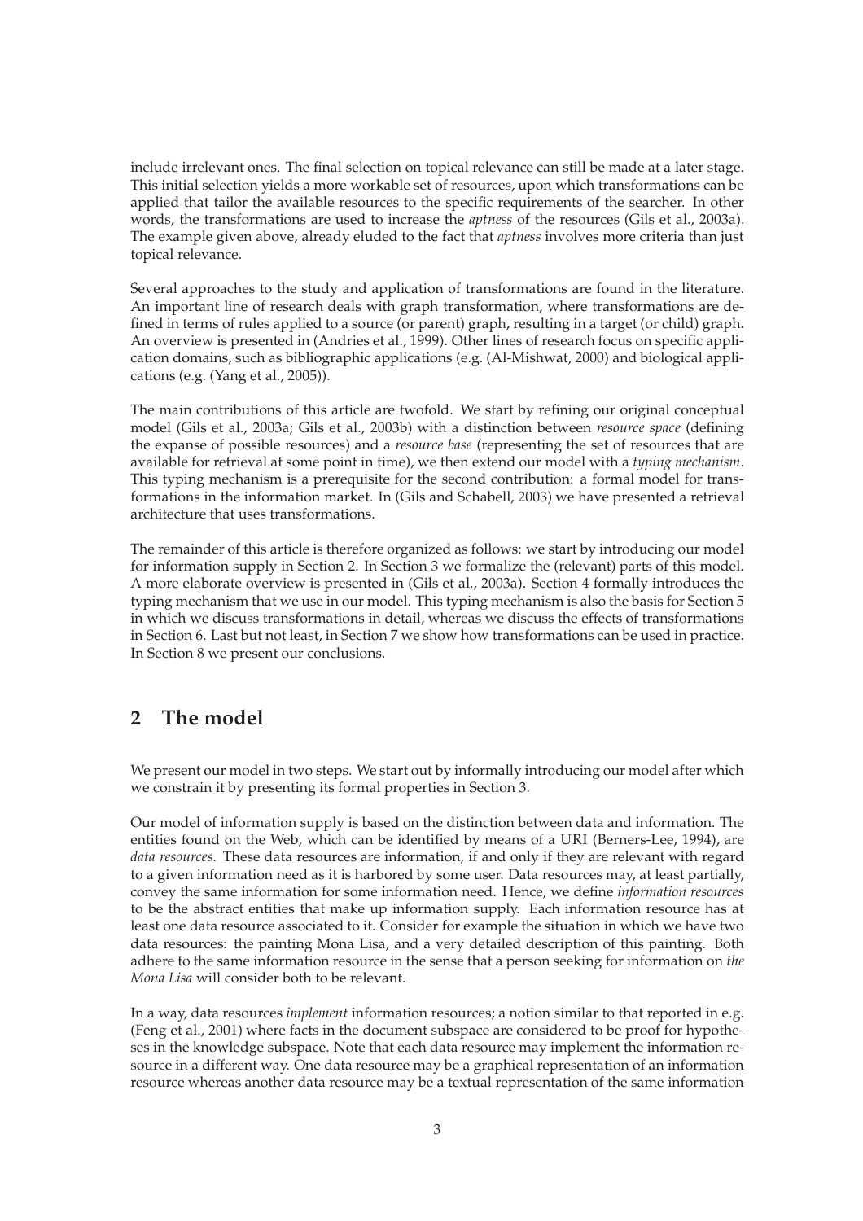include irrelevant ones. The final selection on topical relevance can still be made at a later stage. This initial selection yields a more workable set of resources, upon which transformations can be applied that tailor the available resources to the specific requirements of the searcher. In other words, the transformations are used to increase the *aptness* of the resources (Gils et al., 2003a). The example given above, already eluded to the fact that *aptness* involves more criteria than just topical relevance.

Several approaches to the study and application of transformations are found in the literature. An important line of research deals with graph transformation, where transformations are defined in terms of rules applied to a source (or parent) graph, resulting in a target (or child) graph. An overview is presented in (Andries et al., 1999). Other lines of research focus on specific application domains, such as bibliographic applications (e.g. (Al-Mishwat, 2000) and biological applications (e.g. (Yang et al., 2005)).

The main contributions of this article are twofold. We start by refining our original conceptual model (Gils et al., 2003a; Gils et al., 2003b) with a distinction between *resource space* (defining the expanse of possible resources) and a *resource base* (representing the set of resources that are available for retrieval at some point in time), we then extend our model with a *typing mechanism*. This typing mechanism is a prerequisite for the second contribution: a formal model for transformations in the information market. In (Gils and Schabell, 2003) we have presented a retrieval architecture that uses transformations.

The remainder of this article is therefore organized as follows: we start by introducing our model for information supply in Section 2. In Section 3 we formalize the (relevant) parts of this model. A more elaborate overview is presented in (Gils et al., 2003a). Section 4 formally introduces the typing mechanism that we use in our model. This typing mechanism is also the basis for Section 5 in which we discuss transformations in detail, whereas we discuss the effects of transformations in Section 6. Last but not least, in Section 7 we show how transformations can be used in practice. In Section 8 we present our conclusions.

## 2 The model

We present our model in two steps. We start out by informally introducing our model after which we constrain it by presenting its formal properties in Section 3.

Our model of information supply is based on the distinction between data and information. The entities found on the Web, which can be identified by means of a URI (Berners-Lee, 1994), are *data resources*. These data resources are information, if and only if they are relevant with regard to a given information need as it is harbored by some user. Data resources may, at least partially, convey the same information for some information need. Hence, we define *information resources* to be the abstract entities that make up information supply. Each information resource has at least one data resource associated to it. Consider for example the situation in which we have two data resources: the painting Mona Lisa, and a very detailed description of this painting. Both adhere to the same information resource in the sense that a person seeking for information on *the Mona Lisa* will consider both to be relevant.

In a way, data resources *implement* information resources; a notion similar to that reported in e.g. (Feng et al., 2001) where facts in the document subspace are considered to be proof for hypotheses in the knowledge subspace. Note that each data resource may implement the information resource in a different way. One data resource may be a graphical representation of an information resource whereas another data resource may be a textual representation of the same information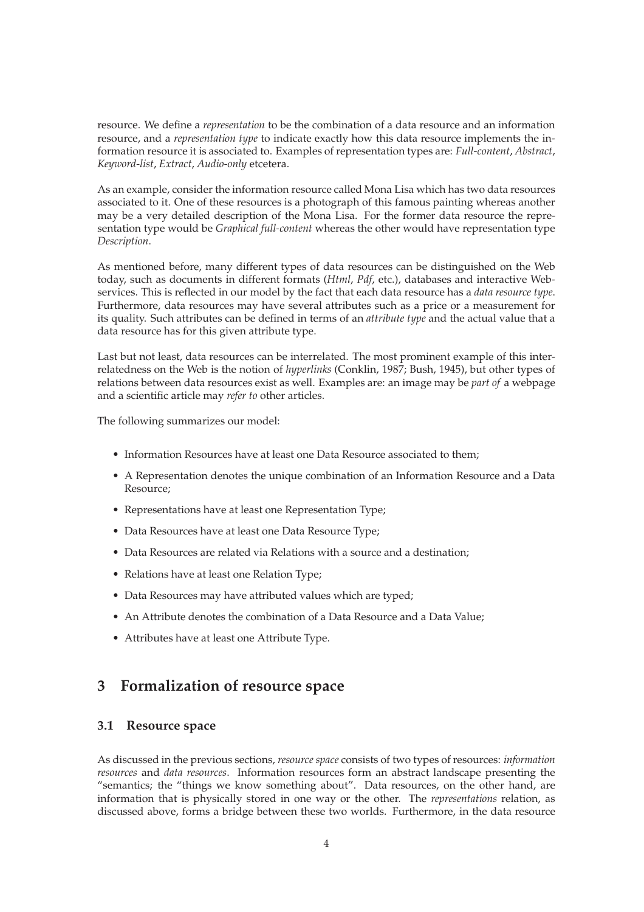resource. We define a *representation* to be the combination of a data resource and an information resource, and a *representation type* to indicate exactly how this data resource implements the information resource it is associated to. Examples of representation types are: *Full-content*, *Abstract*, *Keyword-list*, *Extract*, *Audio-only* etcetera.

As an example, consider the information resource called Mona Lisa which has two data resources associated to it. One of these resources is a photograph of this famous painting whereas another may be a very detailed description of the Mona Lisa. For the former data resource the representation type would be *Graphical full-content* whereas the other would have representation type *Description*.

As mentioned before, many different types of data resources can be distinguished on the Web today, such as documents in different formats (*Html*, *Pdf*, etc.), databases and interactive Web-services. This is reflected in our model by the fact that each data resource has a *data resource type*. Furthermore, data resources may have several attributes such as a price or a measurement for its quality. Such attributes can be defined in terms of an *attribute type* and the actual value that a data resource has for this given attribute type.

Last but not least, data resources can be interrelated. The most prominent example of this interrelatedness on the Web is the notion of *hyperlinks* (Conklin, 1987; Bush, 1945), but other types of relations between data resources exist as well. Examples are: an image may be *part of* a webpage and a scientific article may *refer to* other articles.

The following summarizes our model:

- Information Resources have at least one Data Resource associated to them;
- A Representation denotes the unique combination of an Information Resource and a Data Resource;
- Representations have at least one Representation Type;
- Data Resources have at least one Data Resource Type;
- Data Resources are related via Relations with a source and a destination;
- Relations have at least one Relation Type;
- Data Resources may have attributed values which are typed;
- An Attribute denotes the combination of a Data Resource and a Data Value;
- Attributes have at least one Attribute Type.

# 3 Formalization of resource space

## 3.1 Resource space

As discussed in the previous sections, *resource space* consists of two types of resources: *information resources* and *data resources*. Information resources form an abstract landscape presenting the "semantics; the "things we know something about". Data resources, on the other hand, are information that is physically stored in one way or the other. The *representations* relation, as discussed above, forms a bridge between these two worlds. Furthermore, in the data resource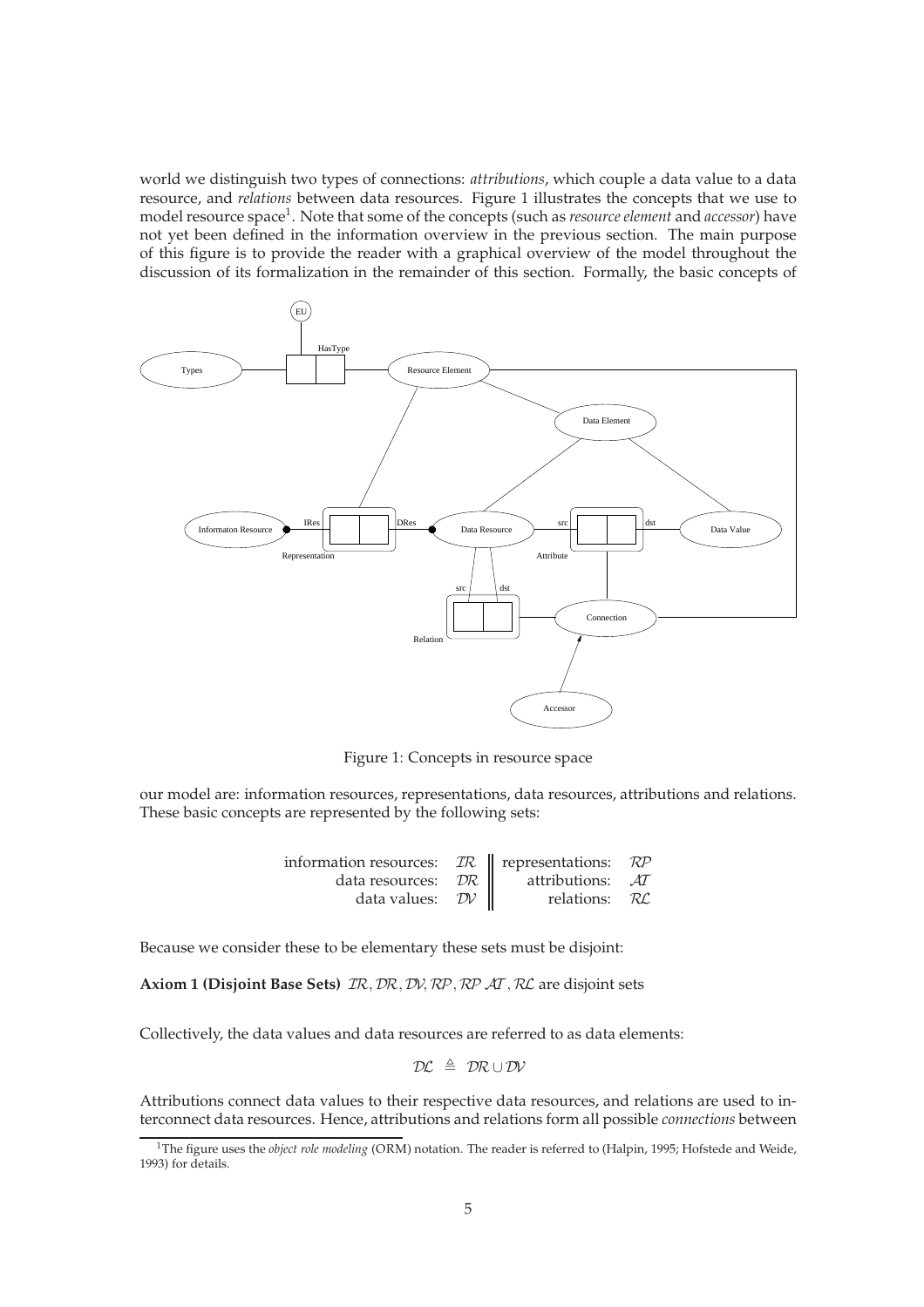world we distinguish two types of connections: *attributions*, which couple a data value to a data resource, and *relations* between data resources. Figure 1 illustrates the concepts that we use to model resource space[1]. Note that some of the concepts (such as *resource element* and *accessor*) have not yet been defined in the information overview in the previous section. The main purpose of this figure is to provide the reader with a graphical overview of the model throughout the discussion of its formalization in the remainder of this section. Formally, the basic concepts of

Figure 1: Concepts in resource space

our model are: information resources, representations, data resources, attributions and relations. These basic concepts are represented by the following sets:

| | | | |
|---|---|---|---|
| information resources: | $\mathcal{IR}$ | representations: | $\mathcal{RP}$ |
| data resources: | $\mathcal{DR}$ | attributions: | $\mathcal{AT}$ |
| data values: | $\mathcal{DV}$ | relations: | $\mathcal{RL}$ |

Because we consider these to be elementary these sets must be disjoint:

**Axiom 1 (Disjoint Base Sets)** $\mathcal{IR}, \mathcal{DR}, \mathcal{DV}, \mathcal{RP}, \mathcal{RP}\ \mathcal{AT}, \mathcal{RL}$ are disjoint sets

Collectively, the data values and data resources are referred to as data elements:

$$\mathcal{DL} \triangleq \mathcal{DR} \cup \mathcal{DV}$$

Attributions connect data values to their respective data resources, and relations are used to interconnect data resources. Hence, attributions and relations form all possible *connections* between

[1] The figure uses the *object role modeling* (ORM) notation. The reader is referred to (Halpin, 1995; Hofstede and Weide, 1993) for details.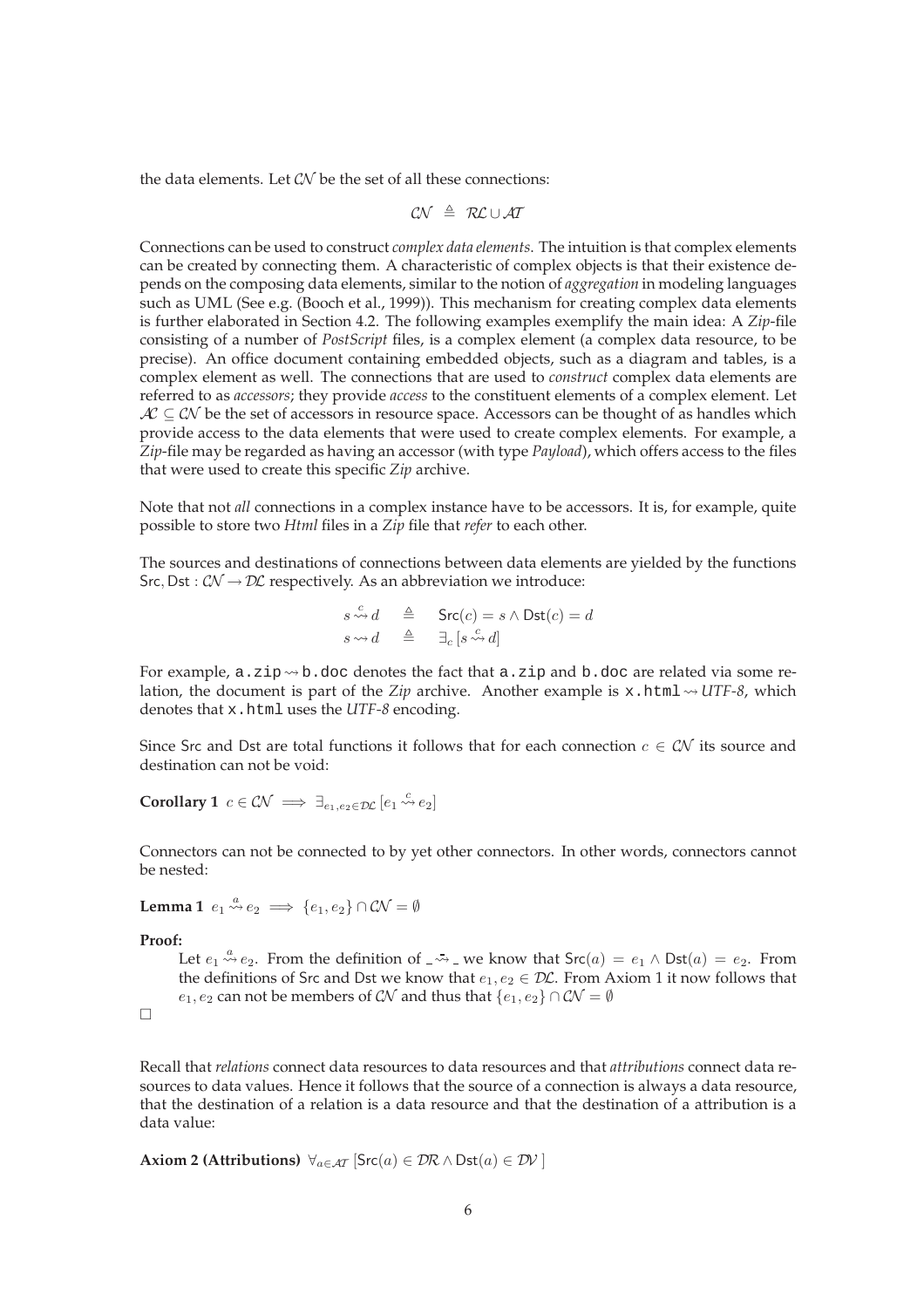the data elements. Let $\mathcal{CN}$ be the set of all these connections:

$$\mathcal{CN} \triangleq \mathcal{RL} \cup \mathcal{AT}$$

Connections can be used to construct *complex data elements*. The intuition is that complex elements can be created by connecting them. A characteristic of complex objects is that their existence depends on the composing data elements, similar to the notion of *aggregation* in modeling languages such as UML (See e.g. (Booch et al., 1999)). This mechanism for creating complex data elements is further elaborated in Section 4.2. The following examples exemplify the main idea: A *Zip*-file consisting of a number of *PostScript* files, is a complex element (a complex data resource, to be precise). An office document containing embedded objects, such as a diagram and tables, is a complex element as well. The connections that are used to *construct* complex data elements are referred to as *accessors*; they provide *access* to the constituent elements of a complex element. Let $\mathcal{AC} \subseteq \mathcal{CN}$ be the set of accessors in resource space. Accessors can be thought of as handles which provide access to the data elements that were used to create complex elements. For example, a *Zip*-file may be regarded as having an accessor (with type *Payload*), which offers access to the files that were used to create this specific *Zip* archive.

Note that not *all* connections in a complex instance have to be accessors. It is, for example, quite possible to store two *Html* files in a *Zip* file that *refer* to each other.

The sources and destinations of connections between data elements are yielded by the functions $\mathsf{Src}, \mathsf{Dst} : \mathcal{CN} \to \mathcal{DL}$ respectively. As an abbreviation we introduce:

$$s \overset{c}{\rightsquigarrow} d \triangleq \mathsf{Src}(c) = s \wedge \mathsf{Dst}(c) = d$$
$$s \rightsquigarrow d \triangleq \exists_c \left[ s \overset{c}{\rightsquigarrow} d \right]$$

For example, `a.zip` $\rightsquigarrow$ `b.doc` denotes the fact that `a.zip` and `b.doc` are related via some relation, the document is part of the *Zip* archive. Another example is `x.html` $\rightsquigarrow$ *UTF-8*, which denotes that `x.html` uses the *UTF-8* encoding.

Since Src and Dst are total functions it follows that for each connection $c \in \mathcal{CN}$ its source and destination can not be void:

**Corollary 1** $c \in \mathcal{CN} \implies \exists_{e_1, e_2 \in \mathcal{DL}} \left[ e_1 \overset{c}{\rightsquigarrow} e_2 \right]$

Connectors can not be connected to by yet other connectors. In other words, connectors cannot be nested:

**Lemma 1** $e_1 \overset{a}{\rightsquigarrow} e_2 \implies \{e_1, e_2\} \cap \mathcal{CN} = \emptyset$

**Proof:**

Let $e_1 \overset{a}{\rightsquigarrow} e_2$. From the definition of $\_ \overset{\_}{\rightsquigarrow} \_$ we know that $\mathsf{Src}(a) = e_1 \wedge \mathsf{Dst}(a) = e_2$. From the definitions of Src and Dst we know that $e_1, e_2 \in \mathcal{DL}$. From Axiom 1 it now follows that $e_1, e_2$ can not be members of $\mathcal{CN}$ and thus that $\{e_1, e_2\} \cap \mathcal{CN} = \emptyset$

□

Recall that *relations* connect data resources to data resources and that *attributions* connect data resources to data values. Hence it follows that the source of a connection is always a data resource, that the destination of a relation is a data resource and that the destination of a attribution is a data value:

**Axiom 2 (Attributions)** $\forall_{a \in \mathcal{AT}} \left[ \mathsf{Src}(a) \in \mathcal{DR} \wedge \mathsf{Dst}(a) \in \mathcal{DV} \right]$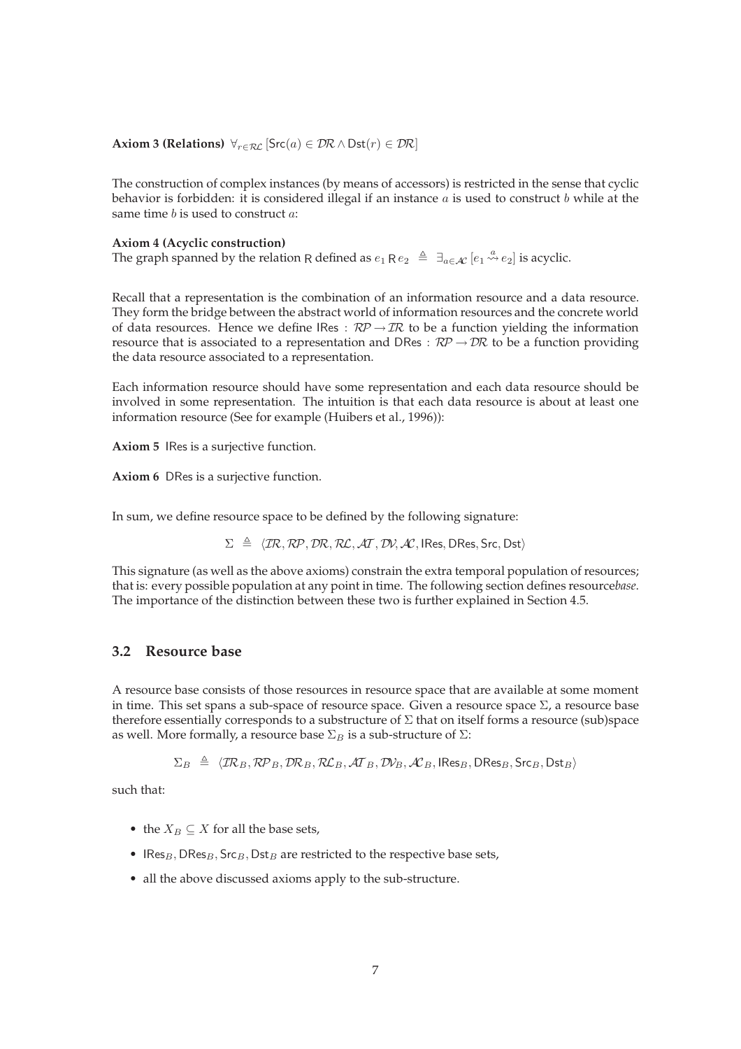**Axiom 3 (Relations)** $\forall_{r \in \mathcal{RL}} [\mathsf{Src}(a) \in \mathcal{DR} \wedge \mathsf{Dst}(r) \in \mathcal{DR}]$

The construction of complex instances (by means of accessors) is restricted in the sense that cyclic behavior is forbidden: it is considered illegal if an instance $a$ is used to construct $b$ while at the same time $b$ is used to construct $a$:

**Axiom 4 (Acyclic construction)**
The graph spanned by the relation $\mathsf{R}$ defined as $e_1 \mathsf{R}\, e_2 \triangleq \exists_{a \in \mathcal{AC}} [e_1 \overset{a}{\rightsquigarrow} e_2]$ is acyclic.

Recall that a representation is the combination of an information resource and a data resource. They form the bridge between the abstract world of information resources and the concrete world of data resources. Hence we define $\mathsf{IRes} : \mathcal{RP} \rightarrow \mathcal{IR}$ to be a function yielding the information resource that is associated to a representation and $\mathsf{DRes} : \mathcal{RP} \rightarrow \mathcal{DR}$ to be a function providing the data resource associated to a representation.

Each information resource should have some representation and each data resource should be involved in some representation. The intuition is that each data resource is about at least one information resource (See for example (Huibers et al., 1996)):

**Axiom 5** IRes is a surjective function.

**Axiom 6** DRes is a surjective function.

In sum, we define resource space to be defined by the following signature:

$$\Sigma \triangleq \langle \mathcal{IR}, \mathcal{RP}, \mathcal{DR}, \mathcal{RL}, \mathcal{AT}, \mathcal{DV}, \mathcal{AC}, \mathsf{IRes}, \mathsf{DRes}, \mathsf{Src}, \mathsf{Dst} \rangle$$

This signature (as well as the above axioms) constrain the extra temporal population of resources; that is: every possible population at any point in time. The following section defines resource*base*. The importance of the distinction between these two is further explained in Section 4.5.

## 3.2 Resource base

A resource base consists of those resources in resource space that are available at some moment in time. This set spans a sub-space of resource space. Given a resource space $\Sigma$, a resource base therefore essentially corresponds to a substructure of $\Sigma$ that on itself forms a resource (sub)space as well. More formally, a resource base $\Sigma_B$ is a sub-structure of $\Sigma$:

$$\Sigma_B \triangleq \langle \mathcal{IR}_B, \mathcal{RP}_B, \mathcal{DR}_B, \mathcal{RL}_B, \mathcal{AT}_B, \mathcal{DV}_B, \mathcal{AC}_B, \mathsf{IRes}_B, \mathsf{DRes}_B, \mathsf{Src}_B, \mathsf{Dst}_B \rangle$$

such that:

- the $X_B \subseteq X$ for all the base sets,
- $\mathsf{IRes}_B, \mathsf{DRes}_B, \mathsf{Src}_B, \mathsf{Dst}_B$ are restricted to the respective base sets,
- all the above discussed axioms apply to the sub-structure.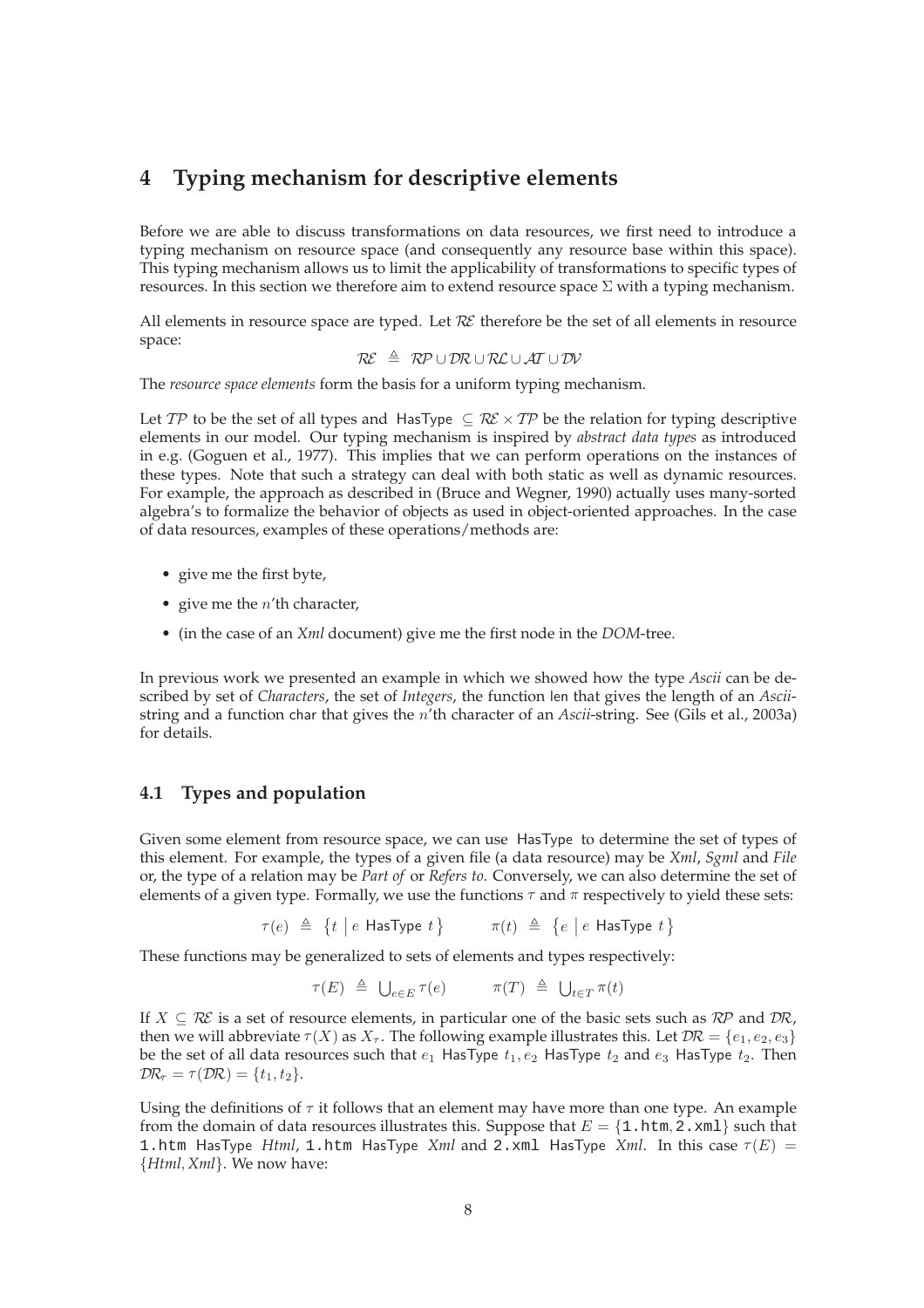# 4 Typing mechanism for descriptive elements

Before we are able to discuss transformations on data resources, we first need to introduce a typing mechanism on resource space (and consequently any resource base within this space). This typing mechanism allows us to limit the applicability of transformations to specific types of resources. In this section we therefore aim to extend resource space $\Sigma$ with a typing mechanism.

All elements in resource space are typed. Let $\mathcal{RE}$ therefore be the set of all elements in resource space:

$$\mathcal{RE} \triangleq \mathcal{RP} \cup \mathcal{DR} \cup \mathcal{RL} \cup \mathcal{AT} \cup \mathcal{DV}$$

The *resource space elements* form the basis for a uniform typing mechanism.

Let $\mathcal{TP}$ to be the set of all types and $\mathsf{HasType} \subseteq \mathcal{RE} \times \mathcal{TP}$ be the relation for typing descriptive elements in our model. Our typing mechanism is inspired by *abstract data types* as introduced in e.g. (Goguen et al., 1977). This implies that we can perform operations on the instances of these types. Note that such a strategy can deal with both static as well as dynamic resources. For example, the approach as described in (Bruce and Wegner, 1990) actually uses many-sorted algebra's to formalize the behavior of objects as used in object-oriented approaches. In the case of data resources, examples of these operations/methods are:

- give me the first byte,
- give me the $n$'th character,
- (in the case of an *Xml* document) give me the first node in the *DOM*-tree.

In previous work we presented an example in which we showed how the type *Ascii* can be described by set of *Characters*, the set of *Integers*, the function len that gives the length of an *Ascii*-string and a function char that gives the $n$'th character of an *Ascii*-string. See (Gils et al., 2003a) for details.

## 4.1 Types and population

Given some element from resource space, we can use HasType to determine the set of types of this element. For example, the types of a given file (a data resource) may be *Xml*, *Sgml* and *File* or, the type of a relation may be *Part of* or *Refers to*. Conversely, we can also determine the set of elements of a given type. Formally, we use the functions $\tau$ and $\pi$ respectively to yield these sets:

$$\tau(e) \triangleq \{t \mid e \ \mathsf{HasType}\ t\} \qquad \pi(t) \triangleq \{e \mid e \ \mathsf{HasType}\ t\}$$

These functions may be generalized to sets of elements and types respectively:

$$\tau(E) \triangleq \bigcup_{e \in E} \tau(e) \qquad \pi(T) \triangleq \bigcup_{t \in T} \pi(t)$$

If $X \subseteq \mathcal{RE}$ is a set of resource elements, in particular one of the basic sets such as $\mathcal{RP}$ and $\mathcal{DR}$, then we will abbreviate $\tau(X)$ as $X_\tau$. The following example illustrates this. Let $\mathcal{DR} = \{e_1, e_2, e_3\}$ be the set of all data resources such that $e_1$ HasType $t_1, e_2$ HasType $t_2$ and $e_3$ HasType $t_2$. Then $\mathcal{DR}_\tau = \tau(\mathcal{DR}) = \{t_1, t_2\}$.

Using the definitions of $\tau$ it follows that an element may have more than one type. An example from the domain of data resources illustrates this. Suppose that $E = \{\texttt{1.htm}, \texttt{2.xml}\}$ such that `1.htm` HasType *Html*, `1.htm` HasType *Xml* and `2.xml` HasType *Xml*. In this case $\tau(E) = \{\mathit{Html}, \mathit{Xml}\}$. We now have: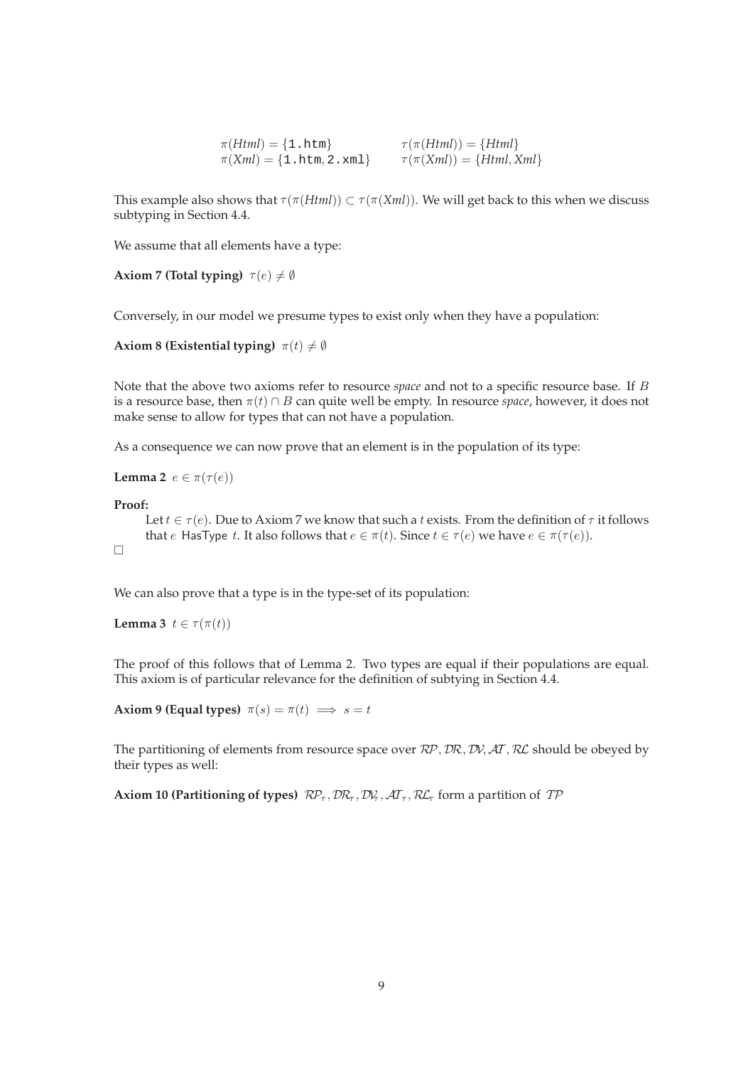$$\pi(Html) = \{\texttt{1.htm}\} \qquad \tau(\pi(Html)) = \{Html\}$$
$$\pi(Xml) = \{\texttt{1.htm}, \texttt{2.xml}\} \qquad \tau(\pi(Xml)) = \{Html, Xml\}$$

This example also shows that $\tau(\pi(Html)) \subset \tau(\pi(Xml))$. We will get back to this when we discuss subtyping in Section 4.4.

We assume that all elements have a type:

**Axiom 7 (Total typing)** $\tau(e) \neq \emptyset$

Conversely, in our model we presume types to exist only when they have a population:

**Axiom 8 (Existential typing)** $\pi(t) \neq \emptyset$

Note that the above two axioms refer to resource *space* and not to a specific resource base. If $B$ is a resource base, then $\pi(t) \cap B$ can quite well be empty. In resource *space*, however, it does not make sense to allow for types that can not have a population.

As a consequence we can now prove that an element is in the population of its type:

**Lemma 2** $e \in \pi(\tau(e))$

**Proof:**

Let $t \in \tau(e)$. Due to Axiom 7 we know that such a $t$ exists. From the definition of $\tau$ it follows that $e$ HasType $t$. It also follows that $e \in \pi(t)$. Since $t \in \tau(e)$ we have $e \in \pi(\tau(e))$.

□

We can also prove that a type is in the type-set of its population:

**Lemma 3** $t \in \tau(\pi(t))$

The proof of this follows that of Lemma 2. Two types are equal if their populations are equal. This axiom is of particular relevance for the definition of subtying in Section 4.4.

**Axiom 9 (Equal types)** $\pi(s) = \pi(t) \implies s = t$

The partitioning of elements from resource space over $\mathcal{RP}, \mathcal{DR}, \mathcal{DV}, \mathcal{AT}, \mathcal{RL}$ should be obeyed by their types as well:

**Axiom 10 (Partitioning of types)** $\mathcal{RP}_\tau, \mathcal{DR}_\tau, \mathcal{DV}_\tau, \mathcal{AT}_\tau, \mathcal{RL}_\tau$ form a partition of $\mathcal{TP}$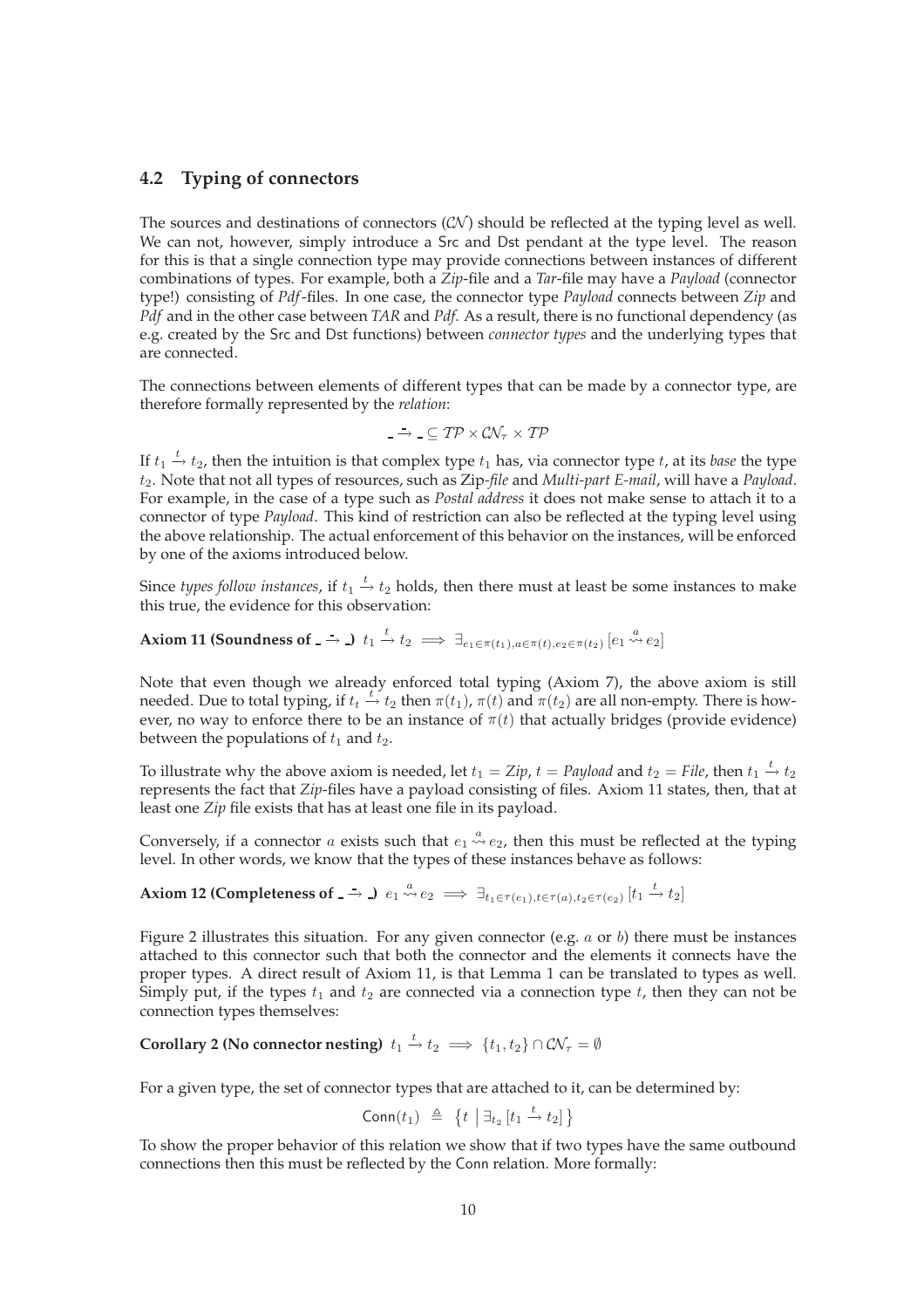### 4.2 Typing of connectors

The sources and destinations of connectors ($\mathcal{CN}$) should be reflected at the typing level as well. We can not, however, simply introduce a Src and Dst pendant at the type level. The reason for this is that a single connection type may provide connections between instances of different combinations of types. For example, both a *Zip*-file and a *Tar*-file may have a *Payload* (connector type!) consisting of *Pdf*-files. In one case, the connector type *Payload* connects between *Zip* and *Pdf* and in the other case between *TAR* and *Pdf*. As a result, there is no functional dependency (as e.g. created by the Src and Dst functions) between *connector types* and the underlying types that are connected.

The connections between elements of different types that can be made by a connector type, are therefore formally represented by the *relation*:

$$\_ \xrightarrow{\_} \_ \subseteq \mathcal{TP} \times \mathcal{CN}_\tau \times \mathcal{TP}$$

If $t_1 \xrightarrow{t} t_2$, then the intuition is that complex type $t_1$ has, via connector type $t$, at its *base* the type $t_2$. Note that not all types of resources, such as Zip-*file* and *Multi-part E-mail*, will have a *Payload*. For example, in the case of a type such as *Postal address* it does not make sense to attach it to a connector of type *Payload*. This kind of restriction can also be reflected at the typing level using the above relationship. The actual enforcement of this behavior on the instances, will be enforced by one of the axioms introduced below.

Since *types follow instances*, if $t_1 \xrightarrow{t} t_2$ holds, then there must at least be some instances to make this true, the evidence for this observation:

**Axiom 11 (Soundness of $\_ \xrightarrow{\_} \_$)** $t_1 \xrightarrow{t} t_2 \implies \exists_{e_1 \in \pi(t_1), a \in \pi(t), e_2 \in \pi(t_2)} \left[ e_1 \overset{a}{\rightsquigarrow} e_2 \right]$

Note that even though we already enforced total typing (Axiom 7), the above axiom is still needed. Due to total typing, if $t_t \xrightarrow{t} t_2$ then $\pi(t_1)$, $\pi(t)$ and $\pi(t_2)$ are all non-empty. There is however, no way to enforce there to be an instance of $\pi(t)$ that actually bridges (provide evidence) between the populations of $t_1$ and $t_2$.

To illustrate why the above axiom is needed, let $t_1 =$ *Zip*, $t =$ *Payload* and $t_2 =$ *File*, then $t_1 \xrightarrow{t} t_2$ represents the fact that *Zip*-files have a payload consisting of files. Axiom 11 states, then, that at least one *Zip* file exists that has at least one file in its payload.

Conversely, if a connector $a$ exists such that $e_1 \overset{a}{\rightsquigarrow} e_2$, then this must be reflected at the typing level. In other words, we know that the types of these instances behave as follows:

**Axiom 12 (Completeness of $\_ \xrightarrow{\_} \_$)** $e_1 \overset{a}{\rightsquigarrow} e_2 \implies \exists_{t_1 \in \tau(e_1), t \in \tau(a), t_2 \in \tau(e_2)} \left[ t_1 \xrightarrow{t} t_2 \right]$

Figure 2 illustrates this situation. For any given connector (e.g. $a$ or $b$) there must be instances attached to this connector such that both the connector and the elements it connects have the proper types. A direct result of Axiom 11, is that Lemma 1 can be translated to types as well. Simply put, if the types $t_1$ and $t_2$ are connected via a connection type $t$, then they can not be connection types themselves:

**Corollary 2 (No connector nesting)** $t_1 \xrightarrow{t} t_2 \implies \{t_1, t_2\} \cap \mathcal{CN}_\tau = \emptyset$

For a given type, the set of connector types that are attached to it, can be determined by:

$$\mathsf{Conn}(t_1) \triangleq \left\{ t \;\middle|\; \exists_{t_2} \left[ t_1 \xrightarrow{t} t_2 \right] \right\}$$

To show the proper behavior of this relation we show that if two types have the same outbound connections then this must be reflected by the Conn relation. More formally: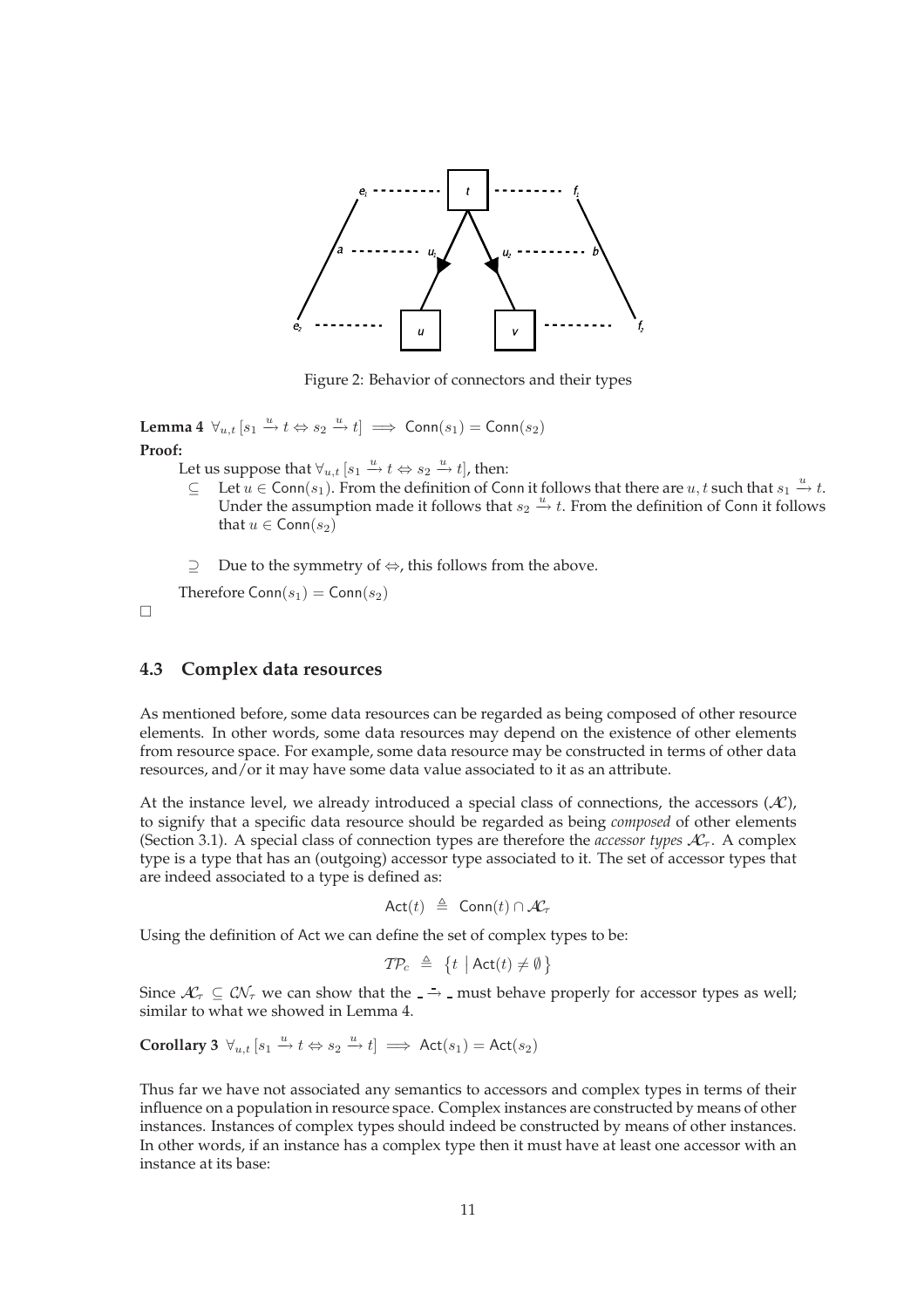Figure 2: Behavior of connectors and their types

**Lemma 4** $\forall_{u,t}\,[s_1 \xrightarrow{u} t \Leftrightarrow s_2 \xrightarrow{u} t] \implies \mathsf{Conn}(s_1) = \mathsf{Conn}(s_2)$

**Proof:**

Let us suppose that $\forall_{u,t}\,[s_1 \xrightarrow{u} t \Leftrightarrow s_2 \xrightarrow{u} t]$, then:

- $\subseteq$ Let $u \in \mathsf{Conn}(s_1)$. From the definition of Conn it follows that there are $u, t$ such that $s_1 \xrightarrow{u} t$. Under the assumption made it follows that $s_2 \xrightarrow{u} t$. From the definition of Conn it follows that $u \in \mathsf{Conn}(s_2)$
- $\supseteq$ Due to the symmetry of $\Leftrightarrow$, this follows from the above.

Therefore $\mathsf{Conn}(s_1) = \mathsf{Conn}(s_2)$

□

## 4.3 Complex data resources

As mentioned before, some data resources can be regarded as being composed of other resource elements. In other words, some data resources may depend on the existence of other elements from resource space. For example, some data resource may be constructed in terms of other data resources, and/or it may have some data value associated to it as an attribute.

At the instance level, we already introduced a special class of connections, the accessors ($\mathcal{AC}$), to signify that a specific data resource should be regarded as being *composed* of other elements (Section 3.1). A special class of connection types are therefore the *accessor types* $\mathcal{AC}_\tau$. A complex type is a type that has an (outgoing) accessor type associated to it. The set of accessor types that are indeed associated to a type is defined as:

$$\mathsf{Act}(t) \;\triangleq\; \mathsf{Conn}(t) \cap \mathcal{AC}_\tau$$

Using the definition of Act we can define the set of complex types to be:

$$\mathcal{TP}_c \;\triangleq\; \left\{ t \;\middle|\; \mathsf{Act}(t) \neq \emptyset \right\}$$

Since $\mathcal{AC}_\tau \subseteq \mathcal{CN}_\tau$ we can show that the $\_ \xrightarrow{\,\cdot\,} \_$ must behave properly for accessor types as well; similar to what we showed in Lemma 4.

**Corollary 3** $\forall_{u,t}\,[s_1 \xrightarrow{u} t \Leftrightarrow s_2 \xrightarrow{u} t] \implies \mathsf{Act}(s_1) = \mathsf{Act}(s_2)$

Thus far we have not associated any semantics to accessors and complex types in terms of their influence on a population in resource space. Complex instances are constructed by means of other instances. Instances of complex types should indeed be constructed by means of other instances. In other words, if an instance has a complex type then it must have at least one accessor with an instance at its base: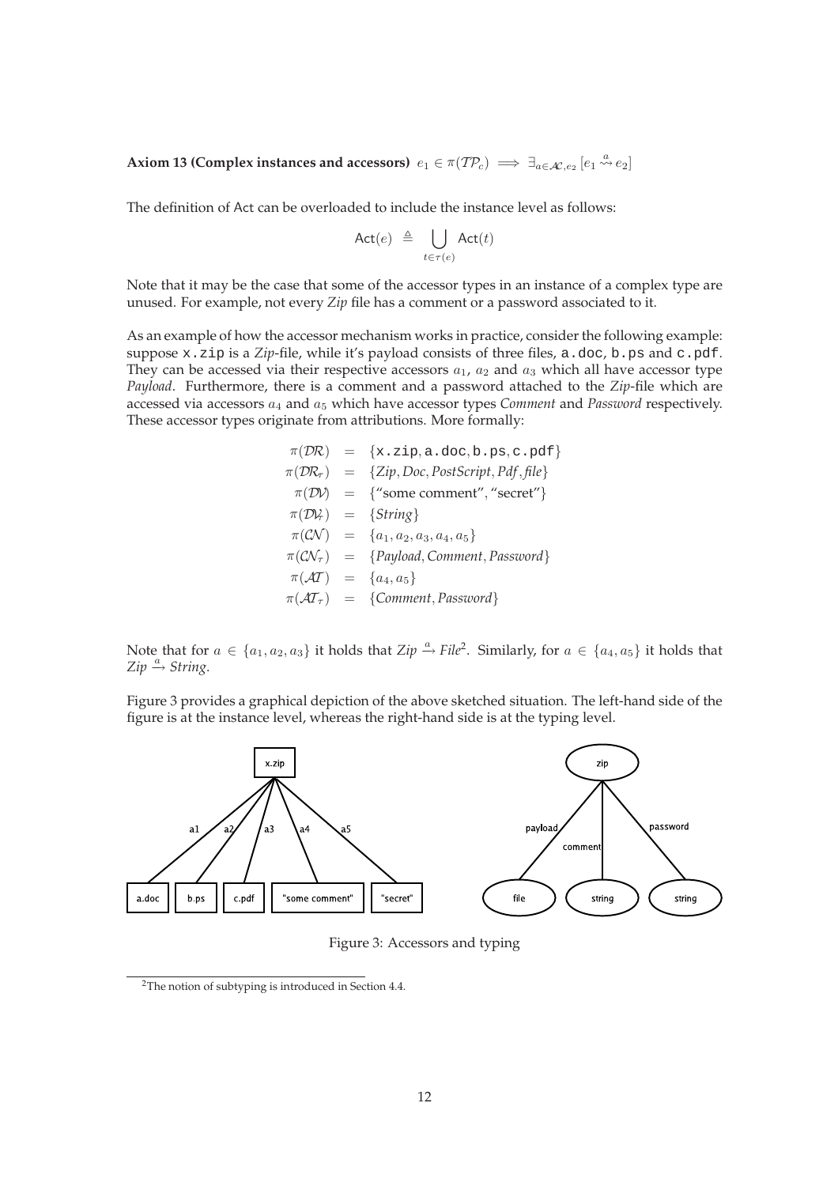**Axiom 13 (Complex instances and accessors)** $e_1 \in \pi(\mathcal{TP}_c) \implies \exists_{a \in \mathcal{AC}, e_2} [e_1 \overset{a}{\rightsquigarrow} e_2]$

The definition of Act can be overloaded to include the instance level as follows:

$$\mathsf{Act}(e) \triangleq \bigcup_{t \in \tau(e)} \mathsf{Act}(t)$$

Note that it may be the case that some of the accessor types in an instance of a complex type are unused. For example, not every *Zip* file has a comment or a password associated to it.

As an example of how the accessor mechanism works in practice, consider the following example: suppose `x.zip` is a *Zip*-file, while it's payload consists of three files, `a.doc`, `b.ps` and `c.pdf`. They can be accessed via their respective accessors $a_1$, $a_2$ and $a_3$ which all have accessor type *Payload*. Furthermore, there is a comment and a password attached to the *Zip*-file which are accessed via accessors $a_4$ and $a_5$ which have accessor types *Comment* and *Password* respectively. These accessor types originate from attributions. More formally:

$$\begin{aligned}
\pi(\mathcal{DR}) &= \{\texttt{x.zip}, \texttt{a.doc}, \texttt{b.ps}, \texttt{c.pdf}\} \\
\pi(\mathcal{DR}_\tau) &= \{\textit{Zip}, \textit{Doc}, \textit{PostScript}, \textit{Pdf}, \textit{file}\} \\
\pi(\mathcal{DV}) &= \{\text{"some comment"}, \text{"secret"}\} \\
\pi(\mathcal{DV}_\tau) &= \{\textit{String}\} \\
\pi(\mathcal{CN}) &= \{a_1, a_2, a_3, a_4, a_5\} \\
\pi(\mathcal{CN}_\tau) &= \{\textit{Payload}, \textit{Comment}, \textit{Password}\} \\
\pi(\mathcal{AT}) &= \{a_4, a_5\} \\
\pi(\mathcal{AT}_\tau) &= \{\textit{Comment}, \textit{Password}\}
\end{aligned}$$

Note that for $a \in \{a_1, a_2, a_3\}$ it holds that $\textit{Zip} \xrightarrow{a} \textit{File}$[2]. Similarly, for $a \in \{a_4, a_5\}$ it holds that $\textit{Zip} \xrightarrow{a} \textit{String}$.

Figure 3 provides a graphical depiction of the above sketched situation. The left-hand side of the figure is at the instance level, whereas the right-hand side is at the typing level.

Figure 3: Accessors and typing

[2] The notion of subtyping is introduced in Section 4.4.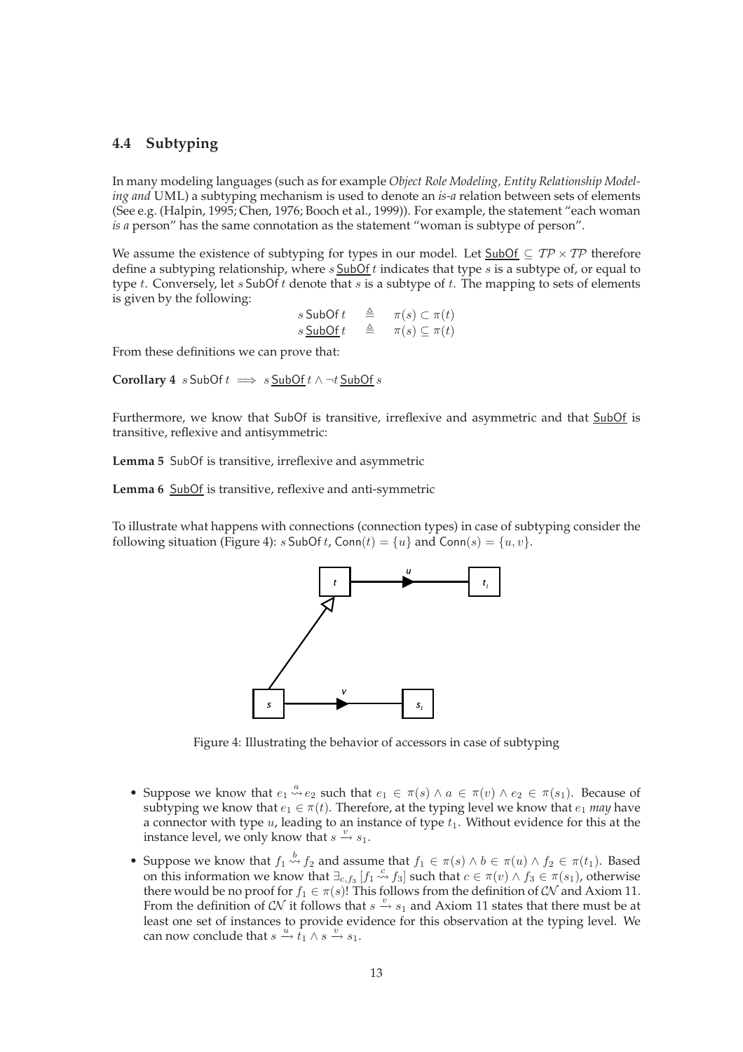## 4.4 Subtyping

In many modeling languages (such as for example *Object Role Modeling*, *Entity Relationship Modeling and* UML) a subtyping mechanism is used to denote an *is-a* relation between sets of elements (See e.g. (Halpin, 1995; Chen, 1976; Booch et al., 1999)). For example, the statement "each woman *is a* person" has the same connotation as the statement "woman is subtype of person".

We assume the existence of subtyping for types in our model. Let $\underline{\mathsf{SubOf}} \subseteq \mathcal{TP} \times \mathcal{TP}$ therefore define a subtyping relationship, where $s \,\underline{\mathsf{SubOf}}\, t$ indicates that type $s$ is a subtype of, or equal to type $t$. Conversely, let $s \,\mathsf{SubOf}\, t$ denote that $s$ is a subtype of $t$. The mapping to sets of elements is given by the following:

$$
\begin{aligned}
s \,\mathsf{SubOf}\, t &\triangleq \pi(s) \subset \pi(t) \\
s \,\underline{\mathsf{SubOf}}\, t &\triangleq \pi(s) \subseteq \pi(t)
\end{aligned}
$$

From these definitions we can prove that:

**Corollary 4** $s \,\mathsf{SubOf}\, t \implies s \,\underline{\mathsf{SubOf}}\, t \wedge \neg t \,\underline{\mathsf{SubOf}}\, s$

Furthermore, we know that SubOf is transitive, irreflexive and asymmetric and that $\underline{\mathsf{SubOf}}$ is transitive, reflexive and antisymmetric:

**Lemma 5** SubOf is transitive, irreflexive and asymmetric

**Lemma 6** $\underline{\mathsf{SubOf}}$ is transitive, reflexive and anti-symmetric

To illustrate what happens with connections (connection types) in case of subtyping consider the following situation (Figure 4): $s \,\mathsf{SubOf}\, t$, $\mathsf{Conn}(t) = \{u\}$ and $\mathsf{Conn}(s) = \{u, v\}$.

Figure 4: Illustrating the behavior of accessors in case of subtyping

- Suppose we know that $e_1 \overset{a}{\rightsquigarrow} e_2$ such that $e_1 \in \pi(s) \wedge a \in \pi(v) \wedge e_2 \in \pi(s_1)$. Because of subtyping we know that $e_1 \in \pi(t)$. Therefore, at the typing level we know that $e_1$ *may* have a connector with type $u$, leading to an instance of type $t_1$. Without evidence for this at the instance level, we only know that $s \xrightarrow{v} s_1$.
- Suppose we know that $f_1 \overset{b}{\rightsquigarrow} f_2$ and assume that $f_1 \in \pi(s) \wedge b \in \pi(u) \wedge f_2 \in \pi(t_1)$. Based on this information we know that $\exists_{c,f_3}\,[f_1 \overset{c}{\rightsquigarrow} f_3]$ such that $c \in \pi(v) \wedge f_3 \in \pi(s_1)$, otherwise there would be no proof for $f_1 \in \pi(s)$! This follows from the definition of $\mathcal{CN}$ and Axiom 11. From the definition of $\mathcal{CN}$ it follows that $s \xrightarrow{v} s_1$ and Axiom 11 states that there must be at least one set of instances to provide evidence for this observation at the typing level. We can now conclude that $s \xrightarrow{u} t_1 \wedge s \xrightarrow{v} s_1$.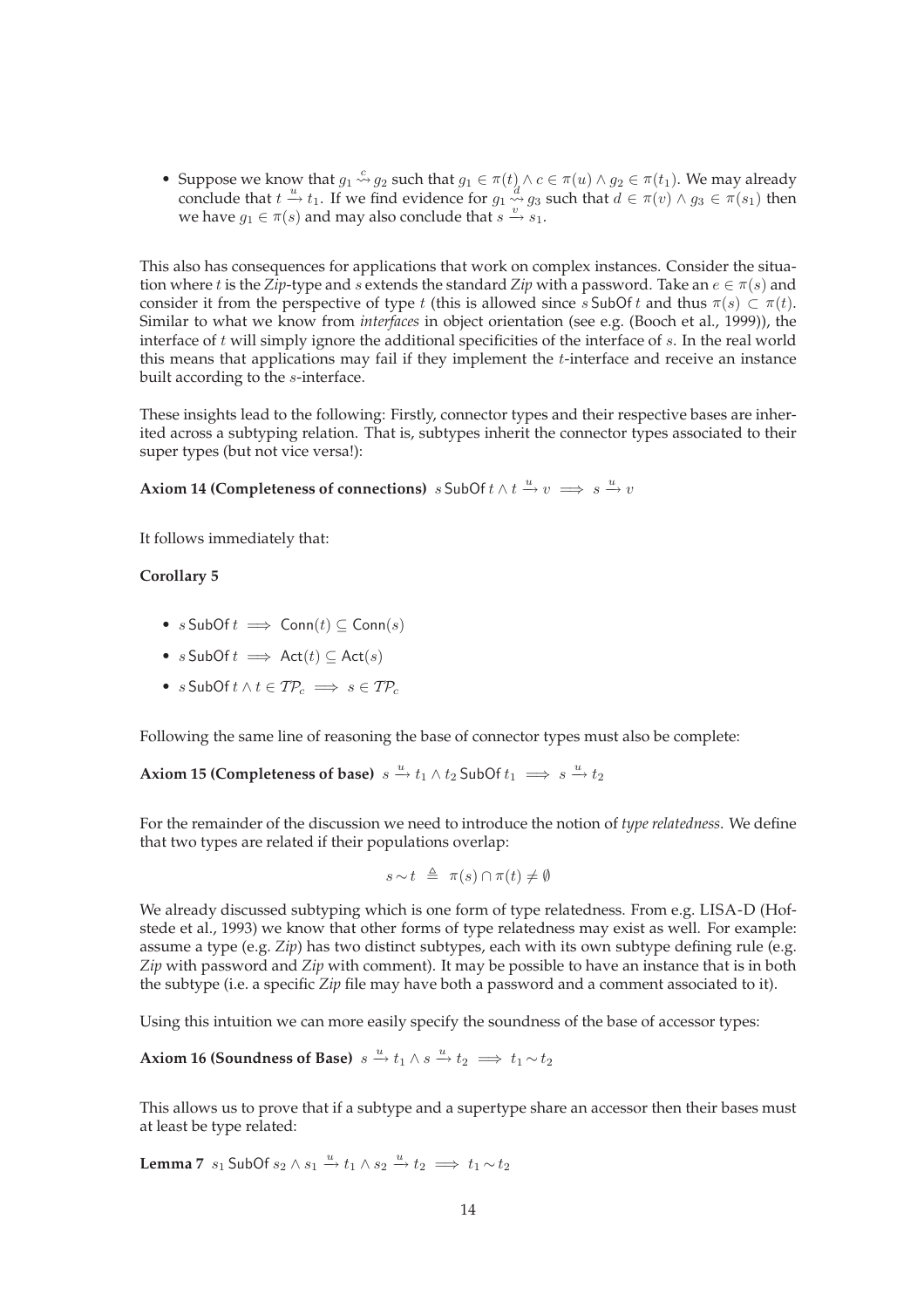- Suppose we know that $g_1 \overset{c}{\rightsquigarrow} g_2$ such that $g_1 \in \pi(t) \wedge c \in \pi(u) \wedge g_2 \in \pi(t_1)$. We may already conclude that $t \overset{u}{\rightarrow} t_1$. If we find evidence for $g_1 \overset{d}{\rightsquigarrow} g_3$ such that $d \in \pi(v) \wedge g_3 \in \pi(s_1)$ then we have $g_1 \in \pi(s)$ and may also conclude that $s \overset{v}{\rightarrow} s_1$.

This also has consequences for applications that work on complex instances. Consider the situation where $t$ is the *Zip*-type and $s$ extends the standard *Zip* with a password. Take an $e \in \pi(s)$ and consider it from the perspective of type $t$ (this is allowed since $s$ SubOf $t$ and thus $\pi(s) \subset \pi(t)$. Similar to what we know from *interfaces* in object orientation (see e.g. (Booch et al., 1999)), the interface of $t$ will simply ignore the additional specificities of the interface of $s$. In the real world this means that applications may fail if they implement the $t$-interface and receive an instance built according to the $s$-interface.

These insights lead to the following: Firstly, connector types and their respective bases are inherited across a subtyping relation. That is, subtypes inherit the connector types associated to their super types (but not vice versa!):

**Axiom 14 (Completeness of connections)** $s \,\mathsf{SubOf}\, t \wedge t \overset{u}{\rightarrow} v \implies s \overset{u}{\rightarrow} v$

It follows immediately that:

**Corollary 5**

- $s \,\mathsf{SubOf}\, t \implies \mathsf{Conn}(t) \subseteq \mathsf{Conn}(s)$
- $s \,\mathsf{SubOf}\, t \implies \mathsf{Act}(t) \subseteq \mathsf{Act}(s)$
- $s \,\mathsf{SubOf}\, t \wedge t \in \mathcal{TP}_c \implies s \in \mathcal{TP}_c$

Following the same line of reasoning the base of connector types must also be complete:

**Axiom 15 (Completeness of base)** $s \overset{u}{\rightarrow} t_1 \wedge t_2 \,\mathsf{SubOf}\, t_1 \implies s \overset{u}{\rightarrow} t_2$

For the remainder of the discussion we need to introduce the notion of *type relatedness*. We define that two types are related if their populations overlap:

$$s \sim t \;\triangleq\; \pi(s) \cap \pi(t) \neq \emptyset$$

We already discussed subtyping which is one form of type relatedness. From e.g. LISA-D (Hofstede et al., 1993) we know that other forms of type relatedness may exist as well. For example: assume a type (e.g. *Zip*) has two distinct subtypes, each with its own subtype defining rule (e.g. *Zip* with password and *Zip* with comment). It may be possible to have an instance that is in both the subtype (i.e. a specific *Zip* file may have both a password and a comment associated to it).

Using this intuition we can more easily specify the soundness of the base of accessor types:

**Axiom 16 (Soundness of Base)** $s \overset{u}{\rightarrow} t_1 \wedge s \overset{u}{\rightarrow} t_2 \implies t_1 \sim t_2$

This allows us to prove that if a subtype and a supertype share an accessor then their bases must at least be type related:

**Lemma 7** $s_1 \,\mathsf{SubOf}\, s_2 \wedge s_1 \overset{u}{\rightarrow} t_1 \wedge s_2 \overset{u}{\rightarrow} t_2 \implies t_1 \sim t_2$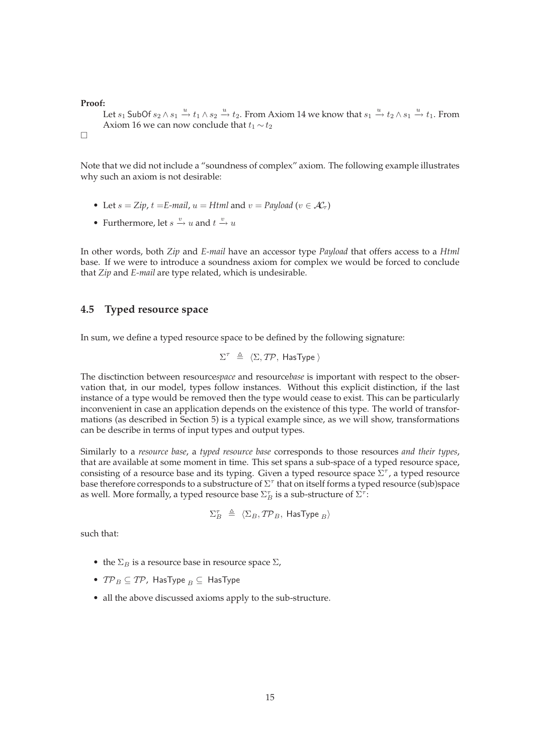**Proof:**

Let $s_1 \ \mathsf{SubOf}\ s_2 \wedge s_1 \xrightarrow{u} t_1 \wedge s_2 \xrightarrow{u} t_2$. From Axiom 14 we know that $s_1 \xrightarrow{u} t_2 \wedge s_1 \xrightarrow{u} t_1$. From Axiom 16 we can now conclude that $t_1 \sim t_2$

□

Note that we did not include a "soundness of complex" axiom. The following example illustrates why such an axiom is not desirable:

- Let $s = \mathit{Zip}$, $t = \mathit{E\text{-}mail}$, $u = \mathit{Html}$ and $v = \mathit{Payload}$ ($v \in \mathcal{AC}_\tau$)
- Furthermore, let $s \xrightarrow{v} u$ and $t \xrightarrow{v} u$

In other words, both *Zip* and *E-mail* have an accessor type *Payload* that offers access to a *Html* base. If we were to introduce a soundness axiom for complex we would be forced to conclude that *Zip* and *E-mail* are type related, which is undesirable.

## 4.5 Typed resource space

In sum, we define a typed resource space to be defined by the following signature:

$$\Sigma^\tau \ \triangleq \ \langle \Sigma, \mathcal{TP}, \ \mathsf{HasType}\ \rangle$$

The disctinction between resource*space* and resource*base* is important with respect to the observation that, in our model, types follow instances. Without this explicit distinction, if the last instance of a type would be removed then the type would cease to exist. This can be particularly inconvenient in case an application depends on the existence of this type. The world of transformations (as described in Section 5) is a typical example since, as we will show, transformations can be describe in terms of input types and output types.

Similarly to a *resource base*, a *typed resource base* corresponds to those resources *and their types*, that are available at some moment in time. This set spans a sub-space of a typed resource space, consisting of a resource base and its typing. Given a typed resource space $\Sigma^\tau$, a typed resource base therefore corresponds to a substructure of $\Sigma^\tau$ that on itself forms a typed resource (sub)space as well. More formally, a typed resource base $\Sigma^\tau_B$ is a sub-structure of $\Sigma^\tau$:

$$\Sigma^\tau_B \ \triangleq \ \langle \Sigma_B, \mathcal{TP}_B, \ \mathsf{HasType}_{\ B} \rangle$$

such that:

- the $\Sigma_B$ is a resource base in resource space $\Sigma$,
- $\mathcal{TP}_B \subseteq \mathcal{TP}$, $\mathsf{HasType}_{\ B} \subseteq \ \mathsf{HasType}$
- all the above discussed axioms apply to the sub-structure.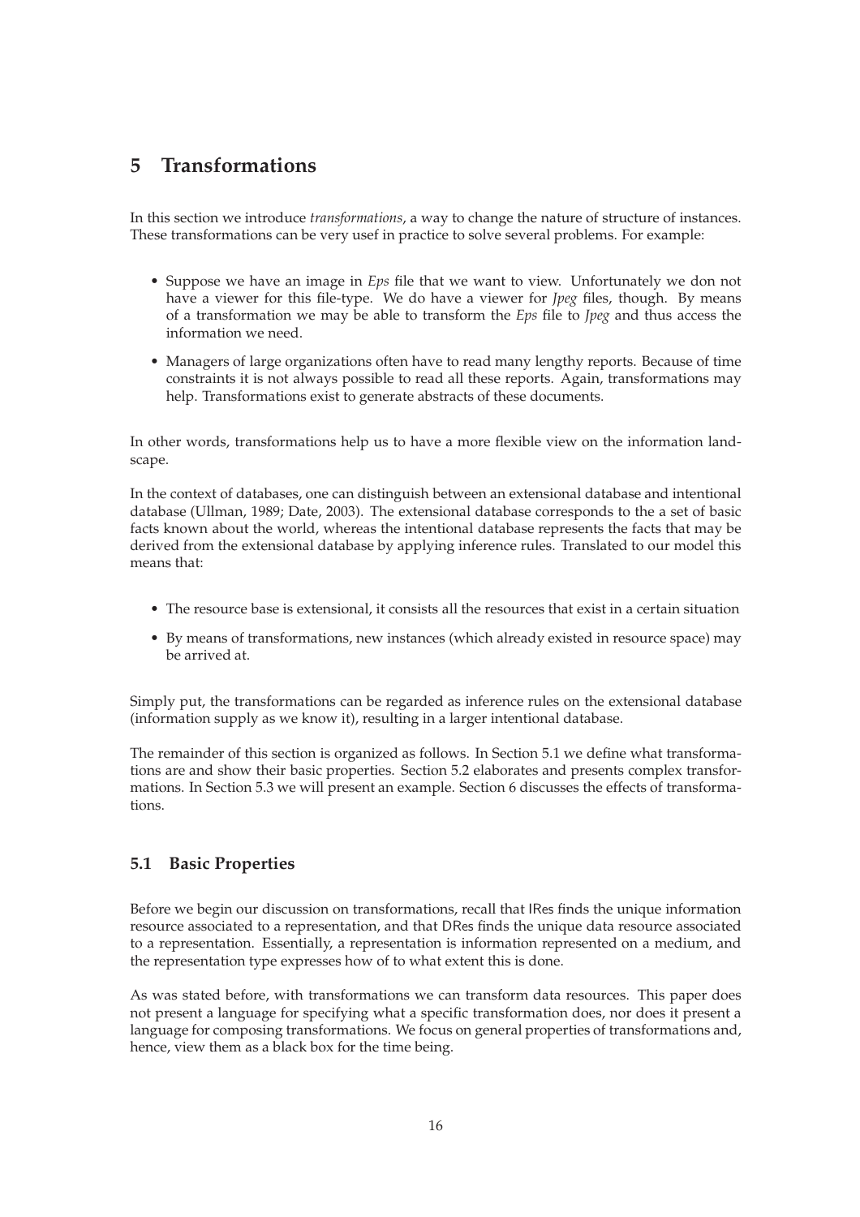# 5 Transformations

In this section we introduce *transformations*, a way to change the nature of structure of instances. These transformations can be very usef in practice to solve several problems. For example:

- Suppose we have an image in *Eps* file that we want to view. Unfortunately we don not have a viewer for this file-type. We do have a viewer for *Jpeg* files, though. By means of a transformation we may be able to transform the *Eps* file to *Jpeg* and thus access the information we need.
- Managers of large organizations often have to read many lengthy reports. Because of time constraints it is not always possible to read all these reports. Again, transformations may help. Transformations exist to generate abstracts of these documents.

In other words, transformations help us to have a more flexible view on the information landscape.

In the context of databases, one can distinguish between an extensional database and intentional database (Ullman, 1989; Date, 2003). The extensional database corresponds to the a set of basic facts known about the world, whereas the intentional database represents the facts that may be derived from the extensional database by applying inference rules. Translated to our model this means that:

- The resource base is extensional, it consists all the resources that exist in a certain situation
- By means of transformations, new instances (which already existed in resource space) may be arrived at.

Simply put, the transformations can be regarded as inference rules on the extensional database (information supply as we know it), resulting in a larger intentional database.

The remainder of this section is organized as follows. In Section 5.1 we define what transformations are and show their basic properties. Section 5.2 elaborates and presents complex transformations. In Section 5.3 we will present an example. Section 6 discusses the effects of transformations.

## 5.1 Basic Properties

Before we begin our discussion on transformations, recall that IRes finds the unique information resource associated to a representation, and that DRes finds the unique data resource associated to a representation. Essentially, a representation is information represented on a medium, and the representation type expresses how of to what extent this is done.

As was stated before, with transformations we can transform data resources. This paper does not present a language for specifying what a specific transformation does, nor does it present a language for composing transformations. We focus on general properties of transformations and, hence, view them as a black box for the time being.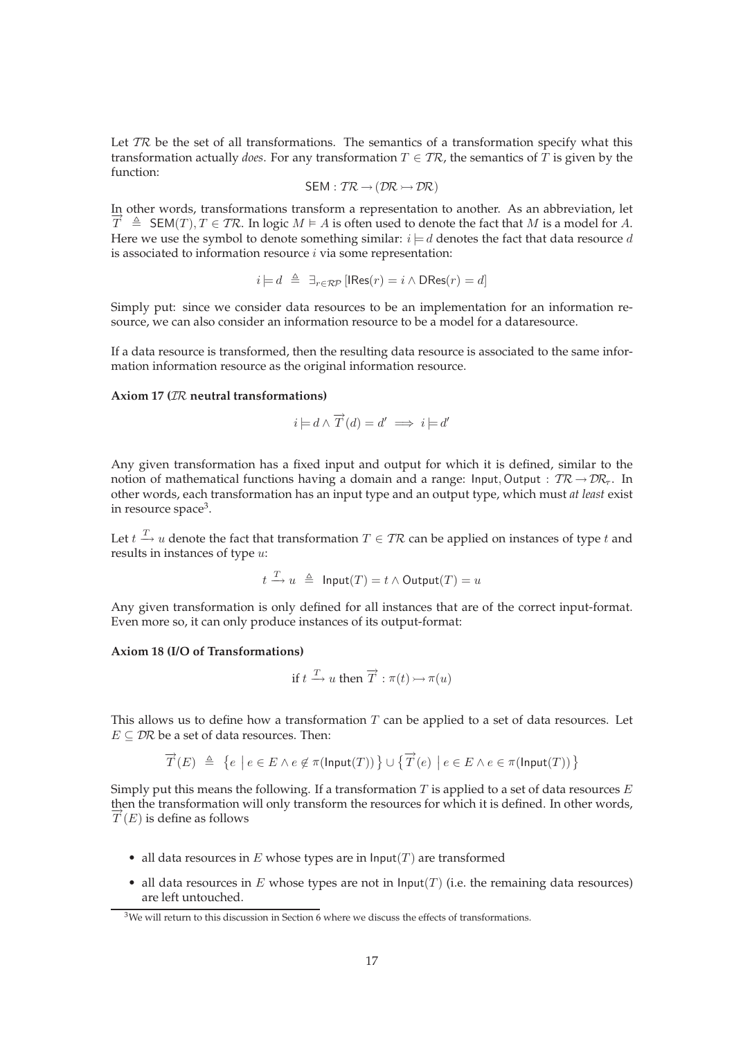Let $\mathcal{TR}$ be the set of all transformations. The semantics of a transformation specify what this transformation actually *does*. For any transformation $T \in \mathcal{TR}$, the semantics of $T$ is given by the function:

$$\mathsf{SEM} : \mathcal{TR} \rightarrow (\mathcal{DR} \rightarrowtail \mathcal{DR})$$

In other words, transformations transform a representation to another. As an abbreviation, let $\overrightarrow{T} \triangleq \mathsf{SEM}(T), T \in \mathcal{TR}$. In logic $M \vDash A$ is often used to denote the fact that $M$ is a model for $A$. Here we use the symbol to denote something similar: $i \models d$ denotes the fact that data resource $d$ is associated to information resource $i$ via some representation:

$$i \models d \triangleq \exists_{r \in \mathcal{RP}} [\mathsf{IRes}(r) = i \wedge \mathsf{DRes}(r) = d]$$

Simply put: since we consider data resources to be an implementation for an information resource, we can also consider an information resource to be a model for a dataresource.

If a data resource is transformed, then the resulting data resource is associated to the same information information resource as the original information resource.

**Axiom 17 ($\mathcal{TR}$ neutral transformations)**

$$i \models d \wedge \overrightarrow{T}(d) = d' \implies i \models d'$$

Any given transformation has a fixed input and output for which it is defined, similar to the notion of mathematical functions having a domain and a range: $\mathsf{Input}, \mathsf{Output} : \mathcal{TR} \rightarrow \mathcal{DR}_\tau$. In other words, each transformation has an input type and an output type, which must *at least* exist in resource space[3].

Let $t \xrightarrow{T} u$ denote the fact that transformation $T \in \mathcal{TR}$ can be applied on instances of type $t$ and results in instances of type $u$:

$$t \xrightarrow{T} u \triangleq \mathsf{Input}(T) = t \wedge \mathsf{Output}(T) = u$$

Any given transformation is only defined for all instances that are of the correct input-format. Even more so, it can only produce instances of its output-format:

**Axiom 18 (I/O of Transformations)**

$$\text{if } t \xrightarrow{T} u \text{ then } \overrightarrow{T} : \pi(t) \rightarrowtail \pi(u)$$

This allows us to define how a transformation $T$ can be applied to a set of data resources. Let $E \subseteq \mathcal{DR}$ be a set of data resources. Then:

$$\overrightarrow{T}(E) \triangleq \left\{ e \mid e \in E \wedge e \notin \pi(\mathsf{Input}(T)) \right\} \cup \left\{ \overrightarrow{T}(e) \mid e \in E \wedge e \in \pi(\mathsf{Input}(T)) \right\}$$

Simply put this means the following. If a transformation $T$ is applied to a set of data resources $E$ then the transformation will only transform the resources for which it is defined. In other words, $\overrightarrow{T}(E)$ is define as follows

- all data resources in $E$ whose types are in $\mathsf{Input}(T)$ are transformed
- all data resources in $E$ whose types are not in $\mathsf{Input}(T)$ (i.e. the remaining data resources) are left untouched.

[3] We will return to this discussion in Section 6 where we discuss the effects of transformations.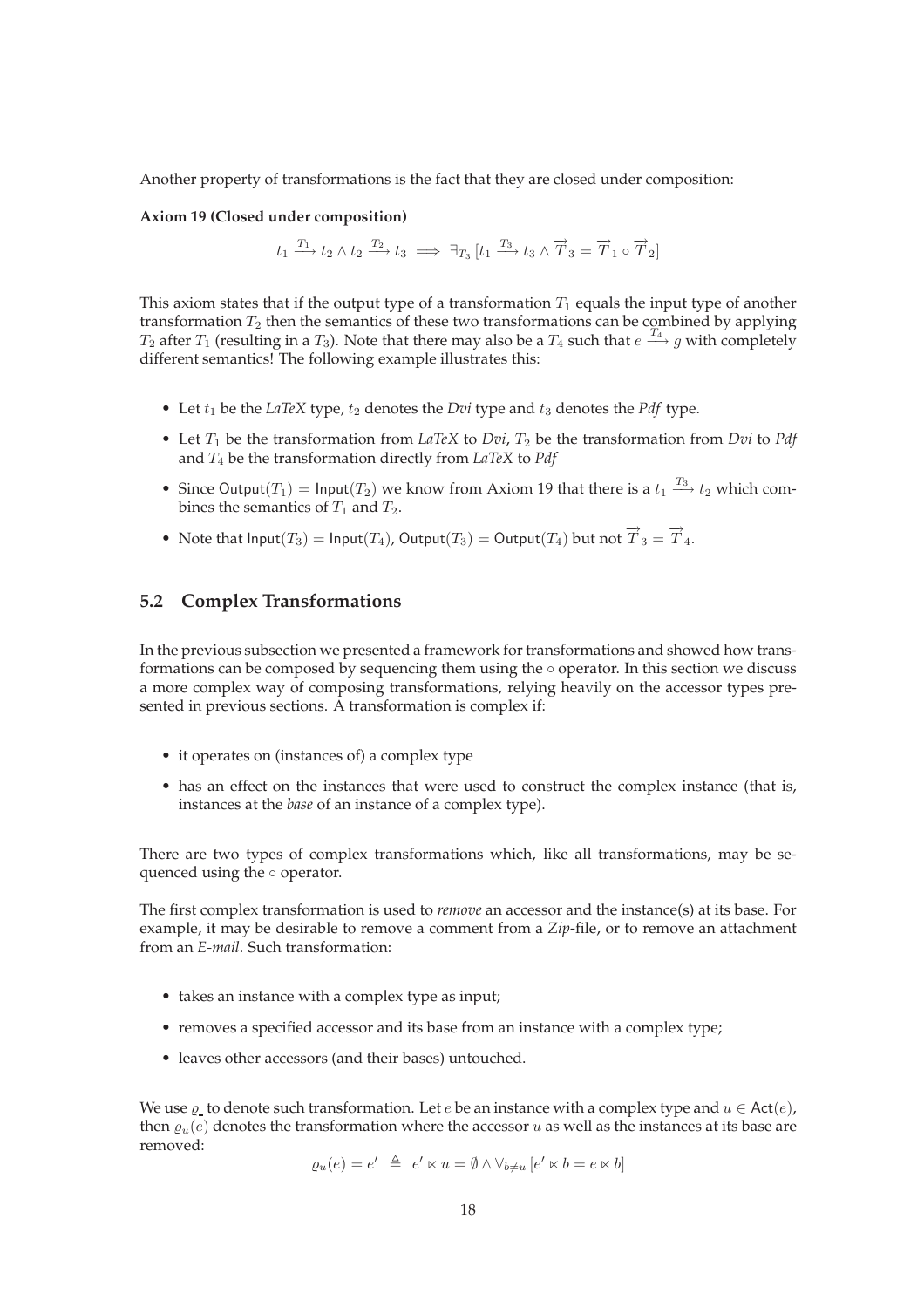Another property of transformations is the fact that they are closed under composition:

**Axiom 19 (Closed under composition)**

$$t_1 \xrightarrow{T_1} t_2 \wedge t_2 \xrightarrow{T_2} t_3 \implies \exists_{T_3} [t_1 \xrightarrow{T_3} t_3 \wedge \overrightarrow{T}_3 = \overrightarrow{T}_1 \circ \overrightarrow{T}_2]$$

This axiom states that if the output type of a transformation $T_1$ equals the input type of another transformation $T_2$ then the semantics of these two transformations can be combined by applying $T_2$ after $T_1$ (resulting in a $T_3$). Note that there may also be a $T_4$ such that $e \xrightarrow{T_4} g$ with completely different semantics! The following example illustrates this:

- Let $t_1$ be the *LaTeX* type, $t_2$ denotes the *Dvi* type and $t_3$ denotes the *Pdf* type.
- Let $T_1$ be the transformation from *LaTeX* to *Dvi*, $T_2$ be the transformation from *Dvi* to *Pdf* and $T_4$ be the transformation directly from *LaTeX* to *Pdf*
- Since $\mathsf{Output}(T_1) = \mathsf{Input}(T_2)$ we know from Axiom 19 that there is a $t_1 \xrightarrow{T_3} t_2$ which combines the semantics of $T_1$ and $T_2$.
- Note that $\mathsf{Input}(T_3) = \mathsf{Input}(T_4)$, $\mathsf{Output}(T_3) = \mathsf{Output}(T_4)$ but not $\overrightarrow{T}_3 = \overrightarrow{T}_4$.

## 5.2 Complex Transformations

In the previous subsection we presented a framework for transformations and showed how transformations can be composed by sequencing them using the $\circ$ operator. In this section we discuss a more complex way of composing transformations, relying heavily on the accessor types presented in previous sections. A transformation is complex if:

- it operates on (instances of) a complex type
- has an effect on the instances that were used to construct the complex instance (that is, instances at the *base* of an instance of a complex type).

There are two types of complex transformations which, like all transformations, may be sequenced using the $\circ$ operator.

The first complex transformation is used to *remove* an accessor and the instance(s) at its base. For example, it may be desirable to remove a comment from a *Zip*-file, or to remove an attachment from an *E-mail*. Such transformation:

- takes an instance with a complex type as input;
- removes a specified accessor and its base from an instance with a complex type;
- leaves other accessors (and their bases) untouched.

We use $\varrho_{\_}$ to denote such transformation. Let $e$ be an instance with a complex type and $u \in \mathsf{Act}(e)$, then $\varrho_u(e)$ denotes the transformation where the accessor $u$ as well as the instances at its base are removed:

$$\varrho_u(e) = e' \;\triangleq\; e' \ltimes u = \emptyset \wedge \forall_{b \neq u} [e' \ltimes b = e \ltimes b]$$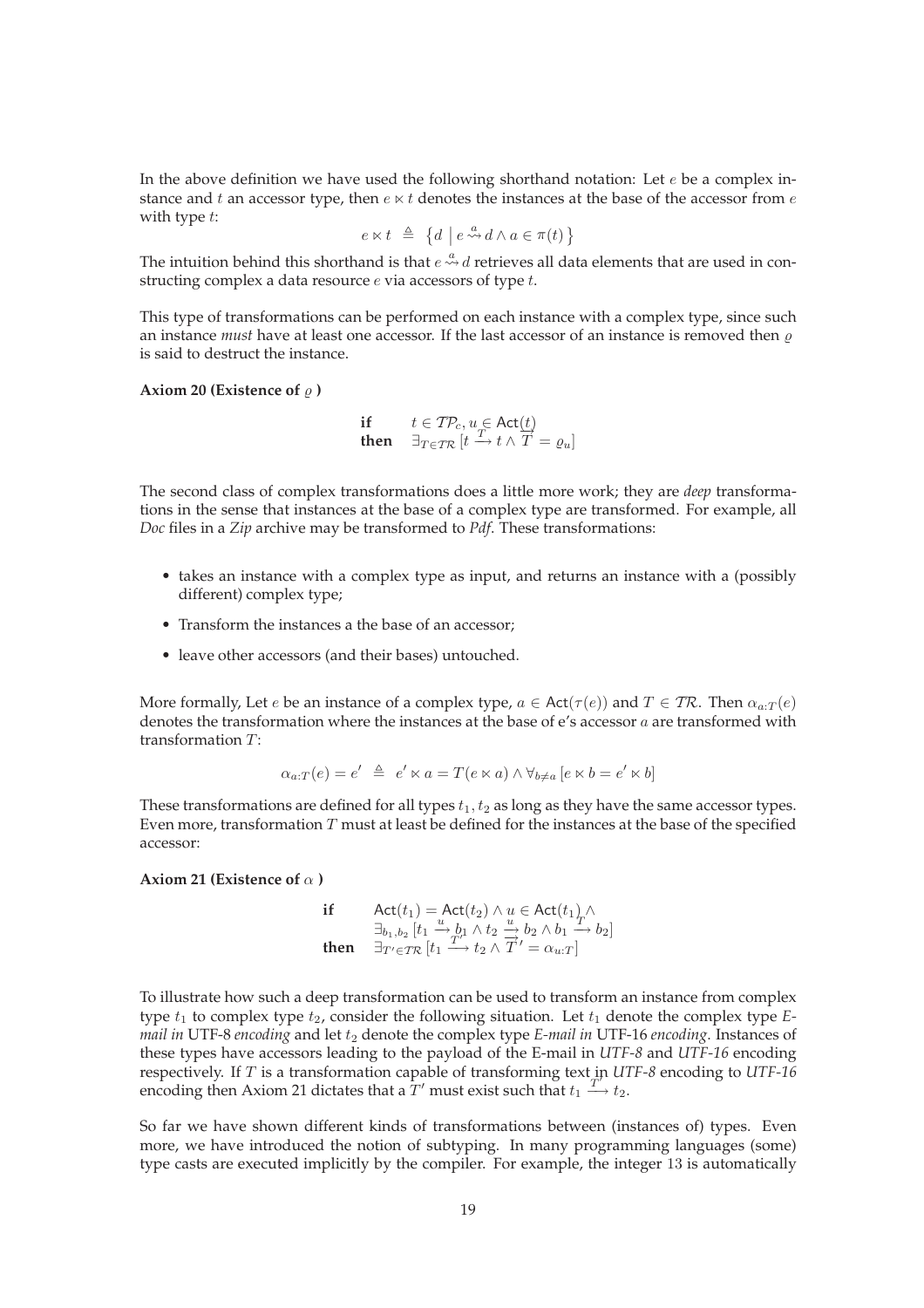In the above definition we have used the following shorthand notation: Let $e$ be a complex instance and $t$ an accessor type, then $e \ltimes t$ denotes the instances at the base of the accessor from $e$ with type $t$:

$$e \ltimes t \triangleq \left\{ d \mid e \overset{a}{\rightsquigarrow} d \wedge a \in \pi(t) \right\}$$

The intuition behind this shorthand is that $e \overset{a}{\rightsquigarrow} d$ retrieves all data elements that are used in constructing complex a data resource $e$ via accessors of type $t$.

This type of transformations can be performed on each instance with a complex type, since such an instance *must* have at least one accessor. If the last accessor of an instance is removed then $\varrho$ is said to destruct the instance.

**Axiom 20 (Existence of $\varrho$ )**

$$\begin{array}{ll} \textbf{if} & t \in \mathcal{TP}_c, u \in \mathsf{Act}(t) \\ \textbf{then} & \exists_{T \in \mathcal{TR}} \left[ t \overset{T}{\longrightarrow} t \wedge \overrightarrow{T} = \varrho_u \right] \end{array}$$

The second class of complex transformations does a little more work; they are *deep* transformations in the sense that instances at the base of a complex type are transformed. For example, all *Doc* files in a *Zip* archive may be transformed to *Pdf*. These transformations:

- takes an instance with a complex type as input, and returns an instance with a (possibly different) complex type;
- Transform the instances a the base of an accessor;
- leave other accessors (and their bases) untouched.

More formally, Let $e$ be an instance of a complex type, $a \in \mathsf{Act}(\tau(e))$ and $T \in \mathcal{TR}$. Then $\alpha_{a:T}(e)$ denotes the transformation where the instances at the base of e's accessor $a$ are transformed with transformation $T$:

$$\alpha_{a:T}(e) = e' \triangleq e' \ltimes a = T(e \ltimes a) \wedge \forall_{b \neq a} \left[ e \ltimes b = e' \ltimes b \right]$$

These transformations are defined for all types $t_1, t_2$ as long as they have the same accessor types. Even more, transformation $T$ must at least be defined for the instances at the base of the specified accessor:

**Axiom 21 (Existence of $\alpha$ )**

$$\begin{array}{ll} \textbf{if} & \mathsf{Act}(t_1) = \mathsf{Act}(t_2) \wedge u \in \mathsf{Act}(t_1) \wedge \\ & \exists_{b_1, b_2} \left[ t_1 \overset{u}{\longrightarrow} b_1 \wedge t_2 \overset{u}{\longrightarrow} b_2 \wedge b_1 \overset{T}{\longrightarrow} b_2 \right] \\ \textbf{then} & \exists_{T' \in \mathcal{TR}} \left[ t_1 \overset{T'}{\longrightarrow} t_2 \wedge \overrightarrow{T}' = \alpha_{u:T} \right] \end{array}$$

To illustrate how such a deep transformation can be used to transform an instance from complex type $t_1$ to complex type $t_2$, consider the following situation. Let $t_1$ denote the complex type *E-mail in* UTF-8 *encoding* and let $t_2$ denote the complex type *E-mail in* UTF-16 *encoding*. Instances of these types have accessors leading to the payload of the E-mail in *UTF-8* and *UTF-16* encoding respectively. If $T$ is a transformation capable of transforming text in *UTF-8* encoding to *UTF-16* encoding then Axiom 21 dictates that a $T'$ must exist such that $t_1 \overset{T'}{\longrightarrow} t_2$.

So far we have shown different kinds of transformations between (instances of) types. Even more, we have introduced the notion of subtyping. In many programming languages (some) type casts are executed implicitly by the compiler. For example, the integer 13 is automatically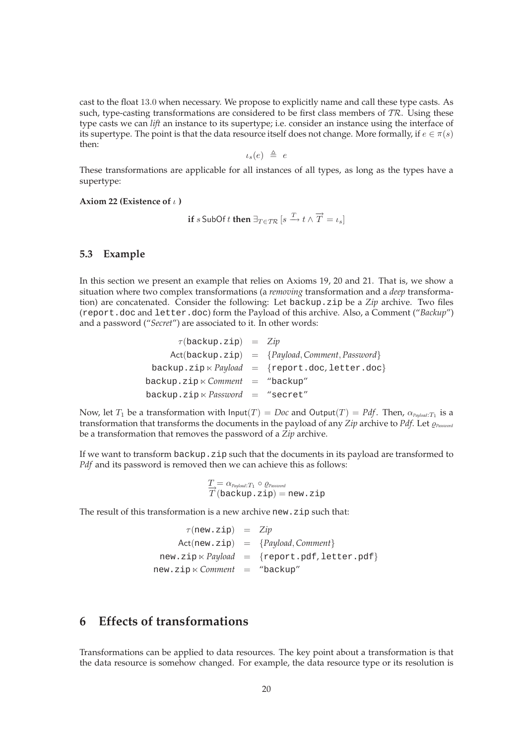cast to the float 13.0 when necessary. We propose to explicitly name and call these type casts. As such, type-casting transformations are considered to be first class members of $\mathcal{TR}$. Using these type casts we can *lift* an instance to its supertype; i.e. consider an instance using the interface of its supertype. The point is that the data resource itself does not change. More formally, if $e \in \pi(s)$ then:

$$\iota_s(e) \triangleq e$$

These transformations are applicable for all instances of all types, as long as the types have a supertype:

**Axiom 22 (Existence of $\iota$ )**

$$\textbf{if } s \;\mathsf{SubOf}\; t \textbf{ then } \exists_{T \in \mathcal{TR}} \left[ s \xrightarrow{T} t \wedge \overrightarrow{T} = \iota_s \right]$$

## 5.3 Example

In this section we present an example that relies on Axioms 19, 20 and 21. That is, we show a situation where two complex transformations (a *removing* transformation and a *deep* transformation) are concatenated. Consider the following: Let backup.zip be a *Zip* archive. Two files (report.doc and letter.doc) form the Payload of this archive. Also, a Comment ("*Backup*") and a password ("*Secret*") are associated to it. In other words:

$$\begin{aligned}
\tau(\texttt{backup.zip}) &= \mathit{Zip} \\
\mathsf{Act}(\texttt{backup.zip}) &= \{\mathit{Payload}, \mathit{Comment}, \mathit{Password}\} \\
\texttt{backup.zip} \ltimes \mathit{Payload} &= \{\texttt{report.doc}, \texttt{letter.doc}\} \\
\texttt{backup.zip} \ltimes \mathit{Comment} &= \text{"}\texttt{backup}\text{"} \\
\texttt{backup.zip} \ltimes \mathit{Password} &= \text{"}\texttt{secret}\text{"}
\end{aligned}$$

Now, let $T_1$ be a transformation with $\mathsf{Input}(T) = \mathit{Doc}$ and $\mathsf{Output}(T) = \mathit{Pdf}$. Then, $\alpha_{\mathit{Payload}:T_1}$ is a transformation that transforms the documents in the payload of any *Zip* archive to *Pdf*. Let $\varrho_{\mathit{Password}}$ be a transformation that removes the password of a *Zip* archive.

If we want to transform backup.zip such that the documents in its payload are transformed to *Pdf* and its password is removed then we can achieve this as follows:

$$\begin{aligned}
&T = \alpha_{\mathit{Payload}:T_1} \circ \varrho_{\mathit{Password}} \\
&\overrightarrow{T}(\texttt{backup.zip}) = \texttt{new.zip}
\end{aligned}$$

The result of this transformation is a new archive new.zip such that:

$$\begin{aligned}
\tau(\texttt{new.zip}) &= \mathit{Zip} \\
\mathsf{Act}(\texttt{new.zip}) &= \{\mathit{Payload}, \mathit{Comment}\} \\
\texttt{new.zip} \ltimes \mathit{Payload} &= \{\texttt{report.pdf}, \texttt{letter.pdf}\} \\
\texttt{new.zip} \ltimes \mathit{Comment} &= \text{"}\texttt{backup}\text{"}
\end{aligned}$$

# 6 Effects of transformations

Transformations can be applied to data resources. The key point about a transformation is that the data resource is somehow changed. For example, the data resource type or its resolution is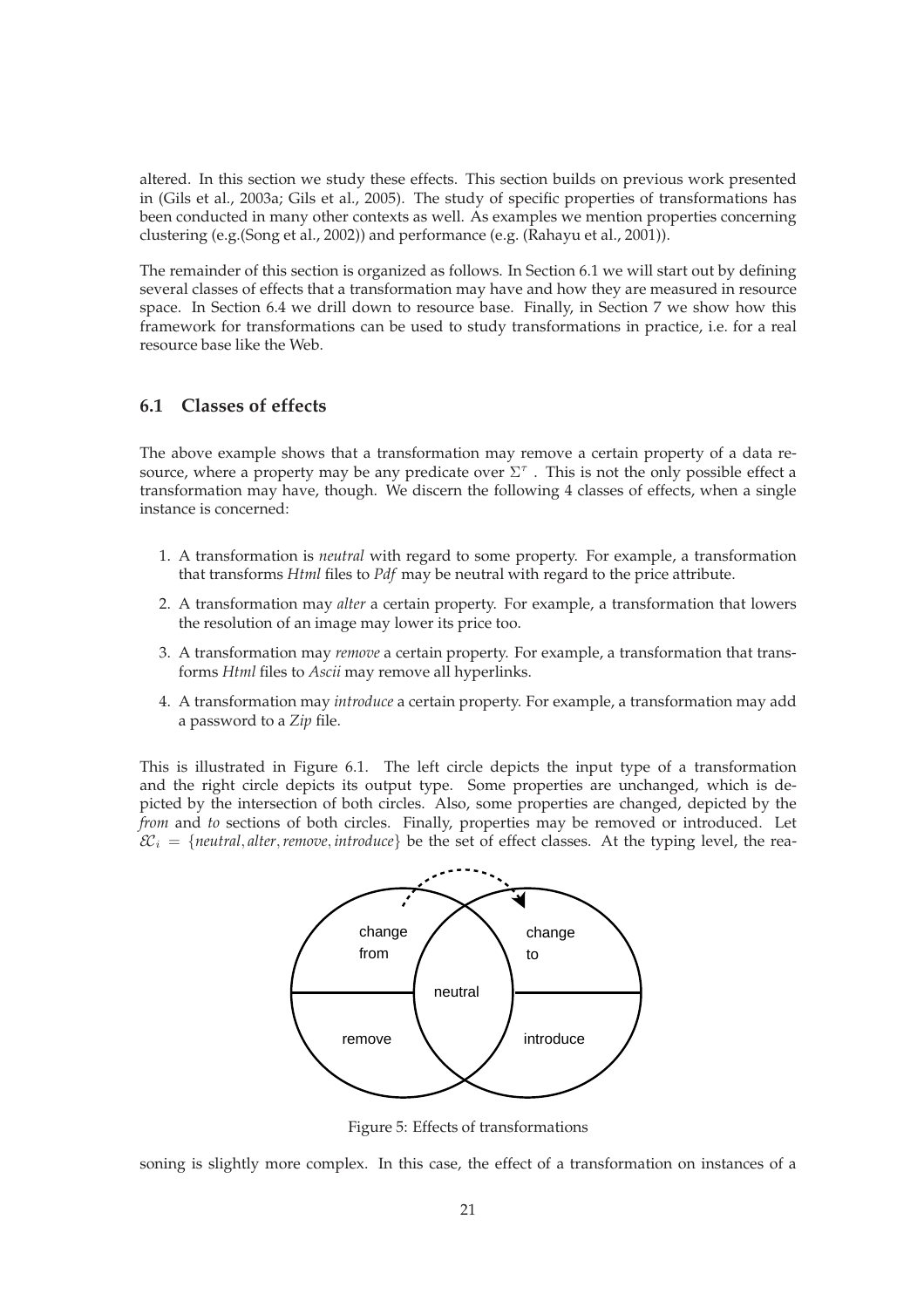altered. In this section we study these effects. This section builds on previous work presented in (Gils et al., 2003a; Gils et al., 2005). The study of specific properties of transformations has been conducted in many other contexts as well. As examples we mention properties concerning clustering (e.g.(Song et al., 2002)) and performance (e.g. (Rahayu et al., 2001)).

The remainder of this section is organized as follows. In Section 6.1 we will start out by defining several classes of effects that a transformation may have and how they are measured in resource space. In Section 6.4 we drill down to resource base. Finally, in Section 7 we show how this framework for transformations can be used to study transformations in practice, i.e. for a real resource base like the Web.

### 6.1 Classes of effects

The above example shows that a transformation may remove a certain property of a data resource, where a property may be any predicate over $\Sigma^{\tau}$ . This is not the only possible effect a transformation may have, though. We discern the following 4 classes of effects, when a single instance is concerned:

1. A transformation is *neutral* with regard to some property. For example, a transformation that transforms *Html* files to *Pdf* may be neutral with regard to the price attribute.
2. A transformation may *alter* a certain property. For example, a transformation that lowers the resolution of an image may lower its price too.
3. A transformation may *remove* a certain property. For example, a transformation that transforms *Html* files to *Ascii* may remove all hyperlinks.
4. A transformation may *introduce* a certain property. For example, a transformation may add a password to a *Zip* file.

This is illustrated in Figure 6.1. The left circle depicts the input type of a transformation and the right circle depicts its output type. Some properties are unchanged, which is depicted by the intersection of both circles. Also, some properties are changed, depicted by the *from* and *to* sections of both circles. Finally, properties may be removed or introduced. Let $\mathcal{EC}_i = \{neutral, alter, remove, introduce\}$ be the set of effect classes. At the typing level, the reasoning is slightly more complex. In this case, the effect of a transformation on instances of a

Figure 5: Effects of transformations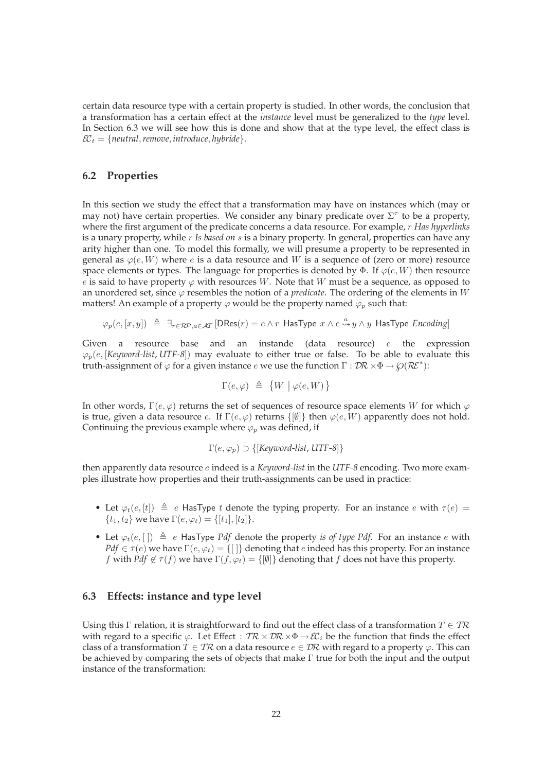certain data resource type with a certain property is studied. In other words, the conclusion that a transformation has a certain effect at the *instance* level must be generalized to the *type* level. In Section 6.3 we will see how this is done and show that at the type level, the effect class is $\mathcal{EC}_t = \{neutral, remove, introduce, hybride\}$.

## 6.2 Properties

In this section we study the effect that a transformation may have on instances which (may or may not) have certain properties. We consider any binary predicate over $\Sigma^\tau$ to be a property, where the first argument of the predicate concerns a data resource. For example, $r$ *Has hyperlinks* is a unary property, while $r$ *Is based on* $s$ is a binary property. In general, properties can have any arity higher than one. To model this formally, we will presume a property to be represented in general as $\varphi(e, W)$ where $e$ is a data resource and $W$ is a sequence of (zero or more) resource space elements or types. The language for properties is denoted by $\Phi$. If $\varphi(e, W)$ then resource $e$ is said to have property $\varphi$ with resources $W$. Note that $W$ must be a sequence, as opposed to an unordered set, since $\varphi$ resembles the notion of a *predicate*. The ordering of the elements in $W$ matters! An example of a property $\varphi$ would be the property named $\varphi_p$ such that:

$$\varphi_p(e, [x, y]) \triangleq \exists_{r \in \mathcal{RP}, a \in \mathcal{AT}} [\mathsf{DRes}(r) = e \wedge r \;\mathsf{HasType}\; x \wedge e \overset{a}{\rightsquigarrow} y \wedge y \;\mathsf{HasType}\; \mathit{Encoding}]$$

Given a resource base and an instande (data resource) $e$ the expression $\varphi_p(e, [\mathit{Keyword\text{-}list}, \mathit{UTF\text{-}8}])$ may evaluate to either true or false. To be able to evaluate this truth-assignment of $\varphi$ for a given instance $e$ we use the function $\Gamma : \mathcal{DR} \times \Phi \rightarrow \wp(\mathcal{RE}^*)$:

$$\Gamma(e, \varphi) \triangleq \{W \mid \varphi(e, W)\}$$

In other words, $\Gamma(e, \varphi)$ returns the set of sequences of resource space elements $W$ for which $\varphi$ is true, given a data resource $e$. If $\Gamma(e, \varphi)$ returns $\{[\emptyset]\}$ then $\varphi(e, W)$ apparently does not hold. Continuing the previous example where $\varphi_p$ was defined, if

$$\Gamma(e, \varphi_p) \supset \{[\mathit{Keyword\text{-}list}, \mathit{UTF\text{-}8}]\}$$

then apparently data resource $e$ indeed is a *Keyword-list* in the *UTF-8* encoding. Two more examples illustrate how properties and their truth-assignments can be used in practice:

- Let $\varphi_t(e, [t]) \triangleq e \;\mathsf{HasType}\; t$ denote the typing property. For an instance $e$ with $\tau(e) = \{t_1, t_2\}$ we have $\Gamma(e, \varphi_t) = \{[t_1], [t_2]\}$.
- Let $\varphi_t(e, [\,]) \triangleq e \;\mathsf{HasType}\; \mathit{Pdf}$ denote the property *is of type Pdf*. For an instance $e$ with $\mathit{Pdf} \in \tau(e)$ we have $\Gamma(e, \varphi_t) = \{[\,]\}$ denoting that $e$ indeed has this property. For an instance $f$ with $\mathit{Pdf} \notin \tau(f)$ we have $\Gamma(f, \varphi_t) = \{[\emptyset]\}$ denoting that $f$ does not have this property.

## 6.3 Effects: instance and type level

Using this $\Gamma$ relation, it is straightforward to find out the effect class of a transformation $T \in \mathcal{TR}$ with regard to a specific $\varphi$. Let $\mathsf{Effect} : \mathcal{TR} \times \mathcal{DR} \times \Phi \rightarrow \mathcal{EC}_i$ be the function that finds the effect class of a transformation $T \in \mathcal{TR}$ on a data resource $e \in \mathcal{DR}$ with regard to a property $\varphi$. This can be achieved by comparing the sets of objects that make $\Gamma$ true for both the input and the output instance of the transformation: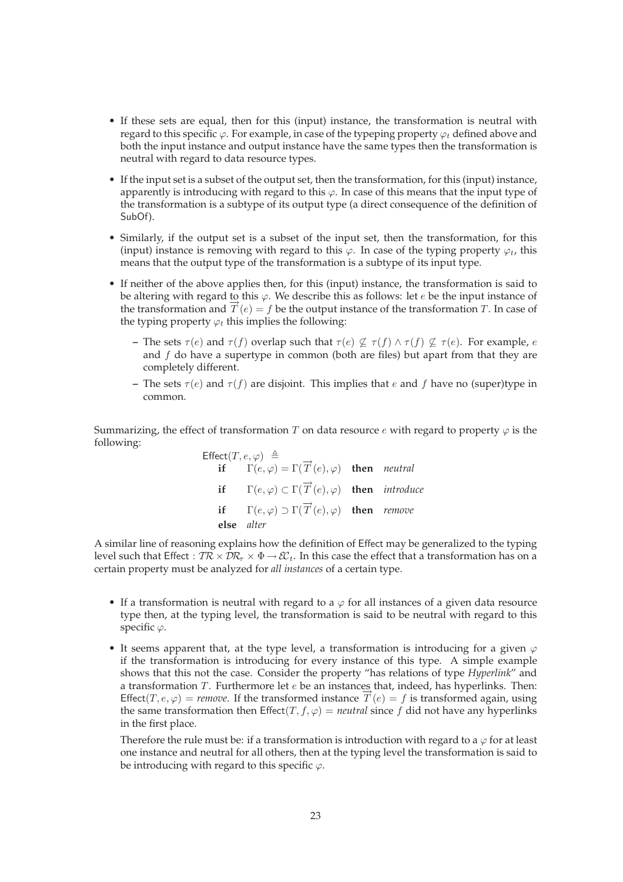- If these sets are equal, then for this (input) instance, the transformation is neutral with regard to this specific $\varphi$. For example, in case of the typeping property $\varphi_t$ defined above and both the input instance and output instance have the same types then the transformation is neutral with regard to data resource types.
- If the input set is a subset of the output set, then the transformation, for this (input) instance, apparently is introducing with regard to this $\varphi$. In case of this means that the input type of the transformation is a subtype of its output type (a direct consequence of the definition of SubOf).
- Similarly, if the output set is a subset of the input set, then the transformation, for this (input) instance is removing with regard to this $\varphi$. In case of the typing property $\varphi_t$, this means that the output type of the transformation is a subtype of its input type.
- If neither of the above applies then, for this (input) instance, the transformation is said to be altering with regard to this $\varphi$. We describe this as follows: let $e$ be the input instance of the transformation and $\overrightarrow{T}(e) = f$ be the output instance of the transformation $T$. In case of the typing property $\varphi_t$ this implies the following:
  - The sets $\tau(e)$ and $\tau(f)$ overlap such that $\tau(e) \not\subseteq \tau(f) \wedge \tau(f) \not\subseteq \tau(e)$. For example, $e$ and $f$ do have a supertype in common (both are files) but apart from that they are completely different.
  - The sets $\tau(e)$ and $\tau(f)$ are disjoint. This implies that $e$ and $f$ have no (super)type in common.

Summarizing, the effect of transformation $T$ on data resource $e$ with regard to property $\varphi$ is the following:

$$
\begin{aligned}
&\mathsf{Effect}(T, e, \varphi) \triangleq \\
&\quad \textbf{if} \quad \Gamma(e,\varphi) = \Gamma(\overrightarrow{T}(e),\varphi) \quad \textbf{then} \quad \textit{neutral} \\
&\quad \textbf{if} \quad \Gamma(e,\varphi) \subset \Gamma(\overrightarrow{T}(e),\varphi) \quad \textbf{then} \quad \textit{introduce} \\
&\quad \textbf{if} \quad \Gamma(e,\varphi) \supset \Gamma(\overrightarrow{T}(e),\varphi) \quad \textbf{then} \quad \textit{remove} \\
&\quad \textbf{else} \quad \textit{alter}
\end{aligned}
$$

A similar line of reasoning explains how the definition of Effect may be generalized to the typing level such that $\mathsf{Effect} : \mathcal{TR} \times \mathcal{DR}_\tau \times \Phi \rightarrow \mathcal{EC}_t$. In this case the effect that a transformation has on a certain property must be analyzed for *all instances* of a certain type.

- If a transformation is neutral with regard to a $\varphi$ for all instances of a given data resource type then, at the typing level, the transformation is said to be neutral with regard to this specific $\varphi$.
- It seems apparent that, at the type level, a transformation is introducing for a given $\varphi$ if the transformation is introducing for every instance of this type. A simple example shows that this not the case. Consider the property "has relations of type *Hyperlink*" and a transformation $T$. Furthermore let $e$ be an instances that, indeed, has hyperlinks. Then: $\mathsf{Effect}(T, e, \varphi) = \textit{remove}$. If the transformed instance $\overrightarrow{T}(e) = f$ is transformed again, using the same transformation then $\mathsf{Effect}(T, f, \varphi) = \textit{neutral}$ since $f$ did not have any hyperlinks in the first place.

  Therefore the rule must be: if a transformation is introduction with regard to a $\varphi$ for at least one instance and neutral for all others, then at the typing level the transformation is said to be introducing with regard to this specific $\varphi$.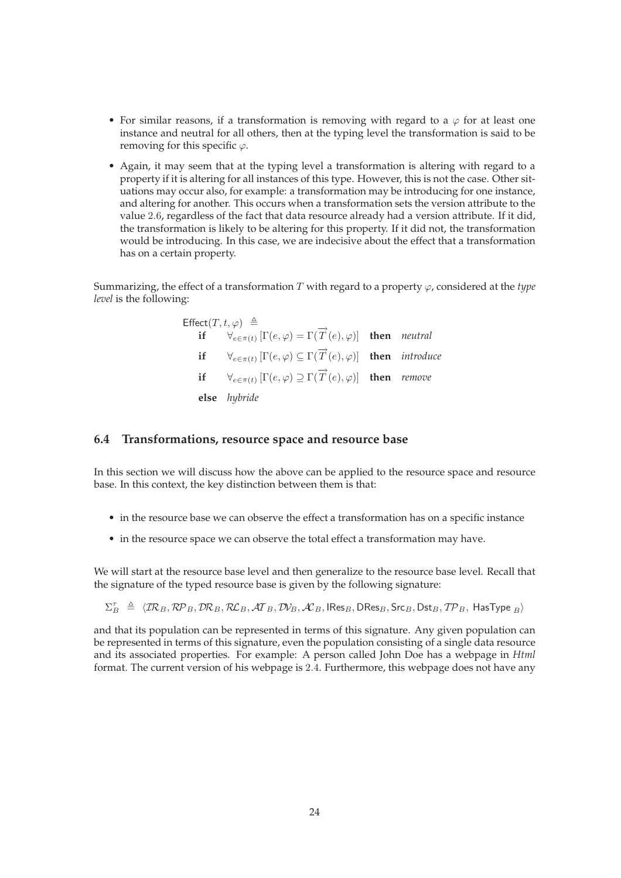- For similar reasons, if a transformation is removing with regard to a $\varphi$ for at least one instance and neutral for all others, then at the typing level the transformation is said to be removing for this specific $\varphi$.
- Again, it may seem that at the typing level a transformation is altering with regard to a property if it is altering for all instances of this type. However, this is not the case. Other situations may occur also, for example: a transformation may be introducing for one instance, and altering for another. This occurs when a transformation sets the version attribute to the value 2.6, regardless of the fact that data resource already had a version attribute. If it did, the transformation is likely to be altering for this property. If it did not, the transformation would be introducing. In this case, we are indecisive about the effect that a transformation has on a certain property.

Summarizing, the effect of a transformation $T$ with regard to a property $\varphi$, considered at the *type level* is the following:

$$
\begin{array}{llll}
\multicolumn{4}{l}{\mathsf{Effect}(T, t, \varphi) \triangleq} \\
\textbf{if} & \forall_{e \in \pi(t)} \left[\Gamma(e, \varphi) = \Gamma(\overrightarrow{T}(e), \varphi)\right] & \textbf{then} & \textit{neutral} \\
\textbf{if} & \forall_{e \in \pi(t)} \left[\Gamma(e, \varphi) \subseteq \Gamma(\overrightarrow{T}(e), \varphi)\right] & \textbf{then} & \textit{introduce} \\
\textbf{if} & \forall_{e \in \pi(t)} \left[\Gamma(e, \varphi) \supseteq \Gamma(\overrightarrow{T}(e), \varphi)\right] & \textbf{then} & \textit{remove} \\
\textbf{else} & \textit{hybride} & &
\end{array}
$$

## 6.4 Transformations, resource space and resource base

In this section we will discuss how the above can be applied to the resource space and resource base. In this context, the key distinction between them is that:

- in the resource base we can observe the effect a transformation has on a specific instance
- in the resource space we can observe the total effect a transformation may have.

We will start at the resource base level and then generalize to the resource base level. Recall that the signature of the typed resource base is given by the following signature:

$$
\Sigma_B^{\tau} \triangleq \langle \mathcal{IR}_B, \mathcal{RP}_B, \mathcal{DR}_B, \mathcal{RL}_B, \mathcal{AT}_B, \mathcal{DV}_B, \mathcal{AC}_B, \mathsf{IRes}_B, \mathsf{DRes}_B, \mathsf{Src}_B, \mathsf{Dst}_B, \mathcal{TP}_B, \ \mathsf{HasType}_{\ B} \rangle
$$

and that its population can be represented in terms of this signature. Any given population can be represented in terms of this signature, even the population consisting of a single data resource and its associated properties. For example: A person called John Doe has a webpage in *Html* format. The current version of his webpage is 2.4. Furthermore, this webpage does not have any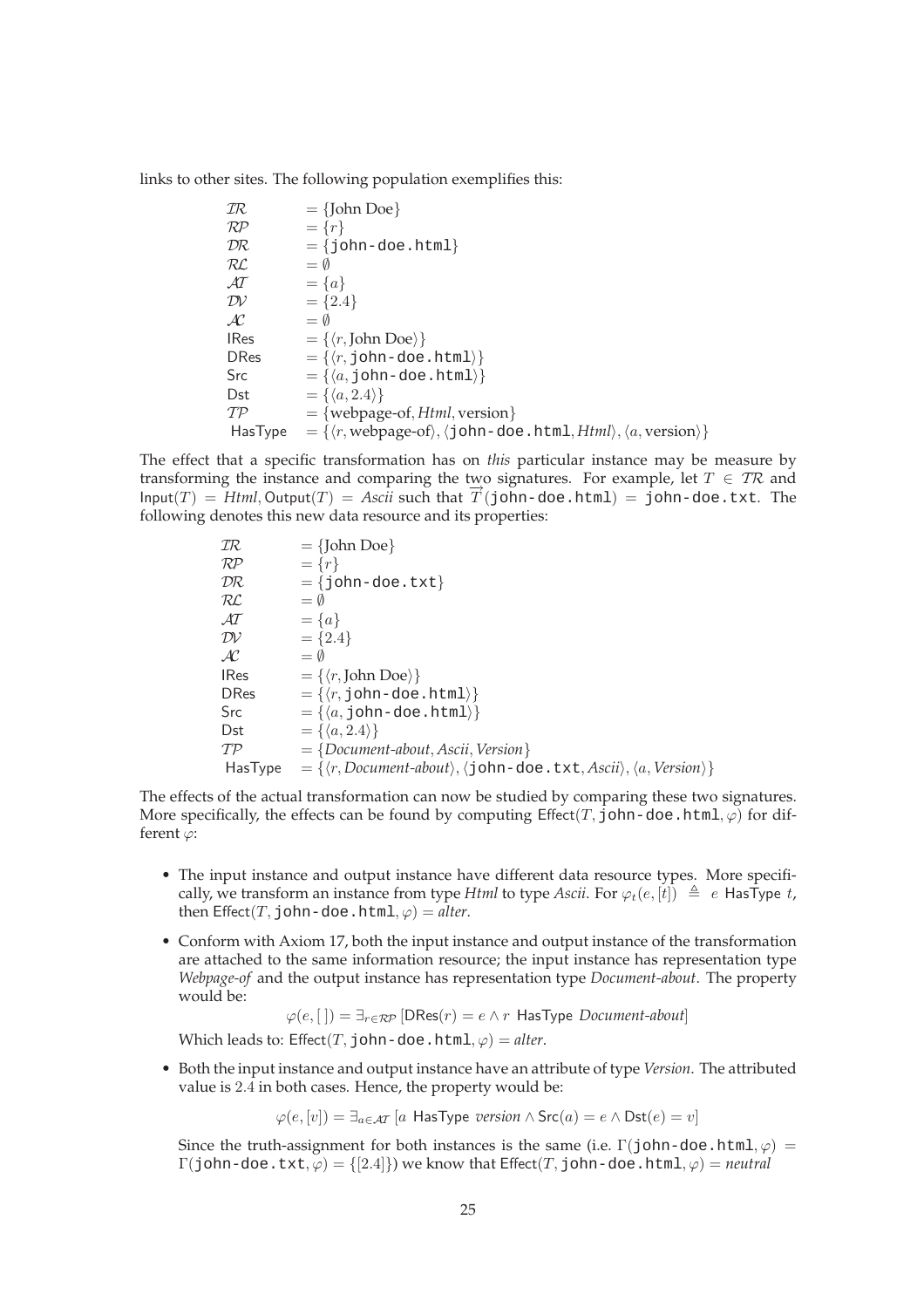links to other sites. The following population exemplifies this:

$$
\begin{array}{ll}
\mathcal{IR} & = \{\text{John Doe}\} \\
\mathcal{RP} & = \{r\} \\
\mathcal{DR} & = \{\texttt{john-doe.html}\} \\
\mathcal{RL} & = \emptyset \\
\mathcal{AT} & = \{a\} \\
\mathcal{DV} & = \{2.4\} \\
\mathcal{AC} & = \emptyset \\
\mathsf{IRes} & = \{\langle r, \text{John Doe}\rangle\} \\
\mathsf{DRes} & = \{\langle r, \texttt{john-doe.html}\rangle\} \\
\mathsf{Src} & = \{\langle a, \texttt{john-doe.html}\rangle\} \\
\mathsf{Dst} & = \{\langle a, 2.4\rangle\} \\
\mathcal{TP} & = \{\text{webpage-of}, \textit{Html}, \text{version}\} \\
\mathsf{HasType} & = \{\langle r, \text{webpage-of}\rangle, \langle \texttt{john-doe.html}, \textit{Html}\rangle, \langle a, \text{version}\rangle\}
\end{array}
$$

The effect that a specific transformation has on *this* particular instance may be measure by transforming the instance and comparing the two signatures. For example, let $T \in \mathcal{TR}$ and $\mathsf{Input}(T) = \textit{Html}, \mathsf{Output}(T) = \textit{Ascii}$ such that $\overrightarrow{T}(\texttt{john-doe.html}) = \texttt{john-doe.txt}$. The following denotes this new data resource and its properties:

$$
\begin{array}{ll}
\mathcal{IR} & = \{\text{John Doe}\} \\
\mathcal{RP} & = \{r\} \\
\mathcal{DR} & = \{\texttt{john-doe.txt}\} \\
\mathcal{RL} & = \emptyset \\
\mathcal{AT} & = \{a\} \\
\mathcal{DV} & = \{2.4\} \\
\mathcal{AC} & = \emptyset \\
\mathsf{IRes} & = \{\langle r, \text{John Doe}\rangle\} \\
\mathsf{DRes} & = \{\langle r, \texttt{john-doe.html}\rangle\} \\
\mathsf{Src} & = \{\langle a, \texttt{john-doe.html}\rangle\} \\
\mathsf{Dst} & = \{\langle a, 2.4\rangle\} \\
\mathcal{TP} & = \{\textit{Document-about}, \textit{Ascii}, \textit{Version}\} \\
\mathsf{HasType} & = \{\langle r, \textit{Document-about}\rangle, \langle \texttt{john-doe.txt}, \textit{Ascii}\rangle, \langle a, \textit{Version}\rangle\}
\end{array}
$$

The effects of the actual transformation can now be studied by comparing these two signatures. More specifically, the effects can be found by computing $\mathsf{Effect}(T, \texttt{john-doe.html}, \varphi)$ for different $\varphi$:

- The input instance and output instance have different data resource types. More specifically, we transform an instance from type *Html* to type *Ascii*. For $\varphi_t(e, [t]) \triangleq e$ $\mathsf{HasType}$ $t$, then $\mathsf{Effect}(T, \texttt{john-doe.html}, \varphi) = \textit{alter}$.
- Conform with Axiom 17, both the input instance and output instance of the transformation are attached to the same information resource; the input instance has representation type *Webpage-of* and the output instance has representation type *Document-about*. The property would be:

  $$\varphi(e, [\,]) = \exists_{r \in \mathcal{RP}} [\mathsf{DRes}(r) = e \wedge r \ \mathsf{HasType}\ \textit{Document-about}]$$

  Which leads to: $\mathsf{Effect}(T, \texttt{john-doe.html}, \varphi) = \textit{alter}$.
- Both the input instance and output instance have an attribute of type *Version*. The attributed value is 2.4 in both cases. Hence, the property would be:

  $$\varphi(e, [v]) = \exists_{a \in \mathcal{AT}} [a \ \mathsf{HasType}\ \textit{version} \wedge \mathsf{Src}(a) = e \wedge \mathsf{Dst}(e) = v]$$

  Since the truth-assignment for both instances is the same (i.e. $\Gamma(\texttt{john-doe.html}, \varphi) = \Gamma(\texttt{john-doe.txt}, \varphi) = \{[2.4]\}$) we know that $\mathsf{Effect}(T, \texttt{john-doe.html}, \varphi) = \textit{neutral}$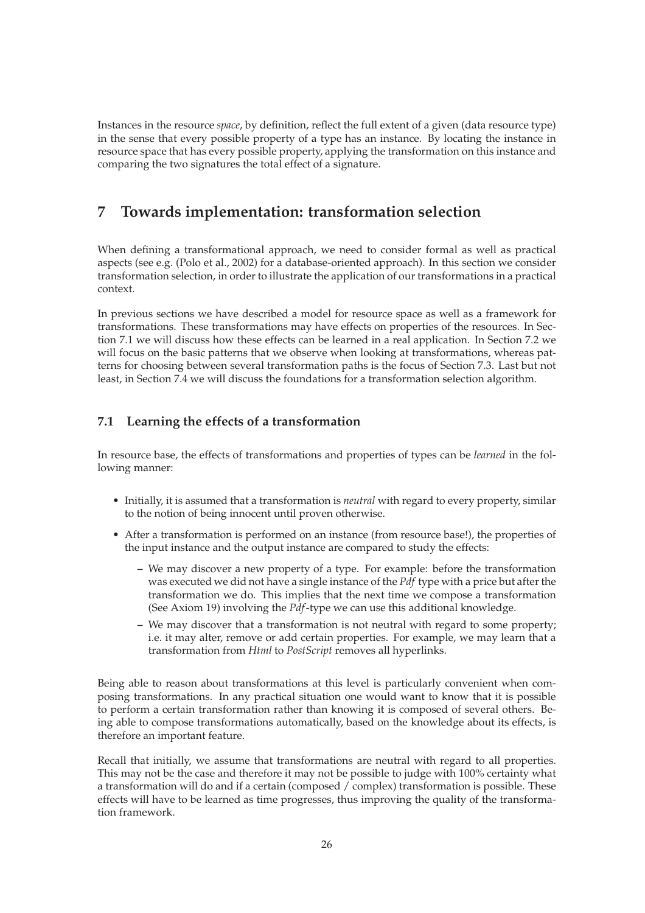Instances in the resource *space*, by definition, reflect the full extent of a given (data resource type) in the sense that every possible property of a type has an instance. By locating the instance in resource space that has every possible property, applying the transformation on this instance and comparing the two signatures the total effect of a signature.

# 7 Towards implementation: transformation selection

When defining a transformational approach, we need to consider formal as well as practical aspects (see e.g. (Polo et al., 2002) for a database-oriented approach). In this section we consider transformation selection, in order to illustrate the application of our transformations in a practical context.

In previous sections we have described a model for resource space as well as a framework for transformations. These transformations may have effects on properties of the resources. In Section 7.1 we will discuss how these effects can be learned in a real application. In Section 7.2 we will focus on the basic patterns that we observe when looking at transformations, whereas patterns for choosing between several transformation paths is the focus of Section 7.3. Last but not least, in Section 7.4 we will discuss the foundations for a transformation selection algorithm.

## 7.1 Learning the effects of a transformation

In resource base, the effects of transformations and properties of types can be *learned* in the following manner:

- Initially, it is assumed that a transformation is *neutral* with regard to every property, similar to the notion of being innocent until proven otherwise.
- After a transformation is performed on an instance (from resource base!), the properties of the input instance and the output instance are compared to study the effects:
  - We may discover a new property of a type. For example: before the transformation was executed we did not have a single instance of the *Pdf* type with a price but after the transformation we do. This implies that the next time we compose a transformation (See Axiom 19) involving the *Pdf*-type we can use this additional knowledge.
  - We may discover that a transformation is not neutral with regard to some property; i.e. it may alter, remove or add certain properties. For example, we may learn that a transformation from *Html* to *PostScript* removes all hyperlinks.

Being able to reason about transformations at this level is particularly convenient when composing transformations. In any practical situation one would want to know that it is possible to perform a certain transformation rather than knowing it is composed of several others. Being able to compose transformations automatically, based on the knowledge about its effects, is therefore an important feature.

Recall that initially, we assume that transformations are neutral with regard to all properties. This may not be the case and therefore it may not be possible to judge with 100% certainty what a transformation will do and if a certain (composed / complex) transformation is possible. These effects will have to be learned as time progresses, thus improving the quality of the transformation framework.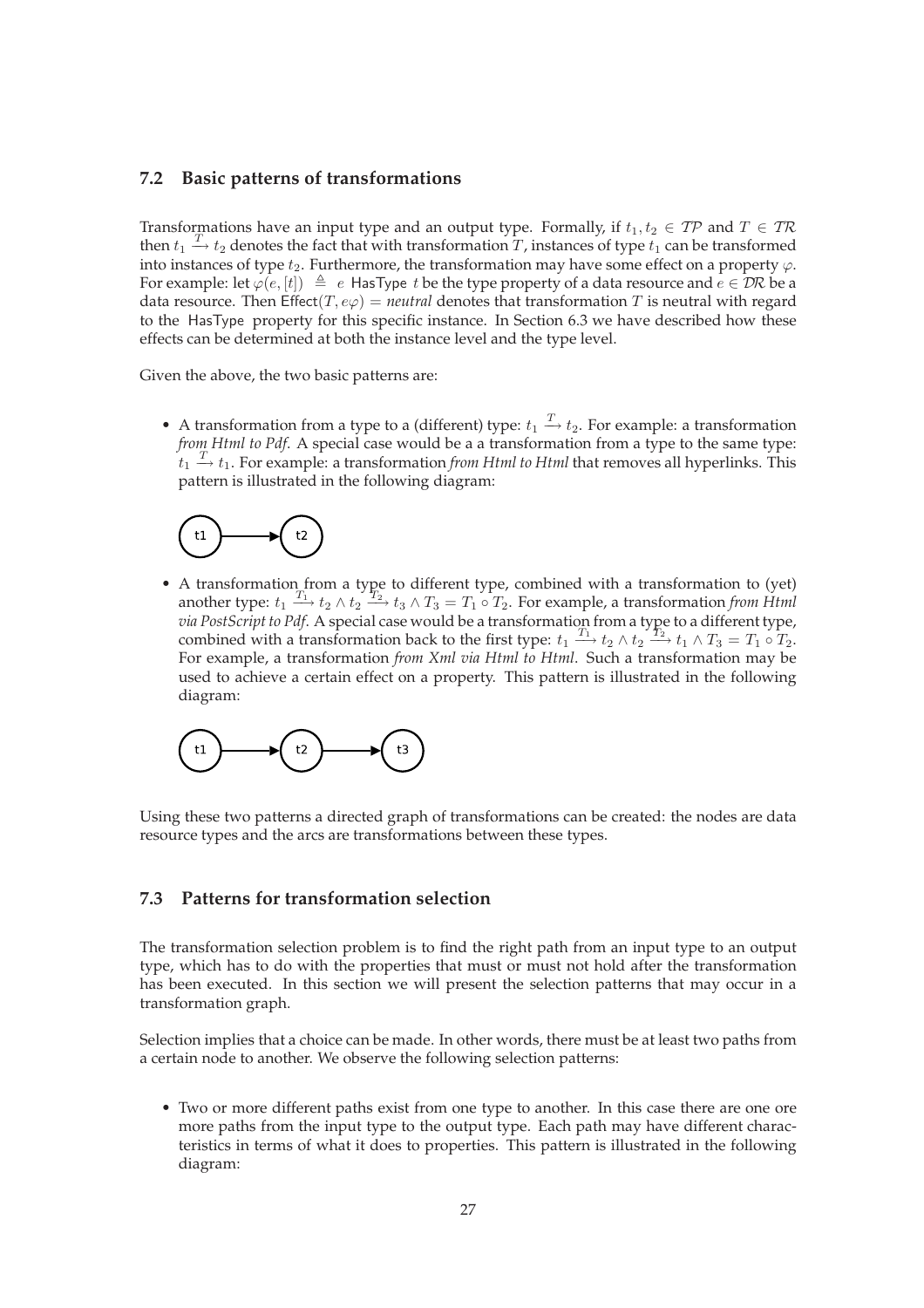## 7.2 Basic patterns of transformations

Transformations have an input type and an output type. Formally, if $t_1, t_2 \in \mathcal{TP}$ and $T \in \mathcal{TR}$ then $t_1 \xrightarrow{T} t_2$ denotes the fact that with transformation $T$, instances of type $t_1$ can be transformed into instances of type $t_2$. Furthermore, the transformation may have some effect on a property $\varphi$. For example: let $\varphi(e, [t]) \triangleq e$ HasType $t$ be the type property of a data resource and $e \in \mathcal{DR}$ be a data resource. Then $\mathsf{Effect}(T, e\varphi) = \textit{neutral}$ denotes that transformation $T$ is neutral with regard to the HasType property for this specific instance. In Section 6.3 we have described how these effects can be determined at both the instance level and the type level.

Given the above, the two basic patterns are:

- A transformation from a type to a (different) type: $t_1 \xrightarrow{T} t_2$. For example: a transformation *from Html to Pdf*. A special case would be a a transformation from a type to the same type: $t_1 \xrightarrow{T} t_1$. For example: a transformation *from Html to Html* that removes all hyperlinks. This pattern is illustrated in the following diagram:

- A transformation from a type to different type, combined with a transformation to (yet) another type: $t_1 \xrightarrow{T_1} t_2 \wedge t_2 \xrightarrow{T_2} t_3 \wedge T_3 = T_1 \circ T_2$. For example, a transformation *from Html via PostScript to Pdf*. A special case would be a transformation from a type to a different type, combined with a transformation back to the first type: $t_1 \xrightarrow{T_1} t_2 \wedge t_2 \xrightarrow{T_2} t_1 \wedge T_3 = T_1 \circ T_2$. For example, a transformation *from Xml via Html to Html*. Such a transformation may be used to achieve a certain effect on a property. This pattern is illustrated in the following diagram:

Using these two patterns a directed graph of transformations can be created: the nodes are data resource types and the arcs are transformations between these types.

## 7.3 Patterns for transformation selection

The transformation selection problem is to find the right path from an input type to an output type, which has to do with the properties that must or must not hold after the transformation has been executed. In this section we will present the selection patterns that may occur in a transformation graph.

Selection implies that a choice can be made. In other words, there must be at least two paths from a certain node to another. We observe the following selection patterns:

- Two or more different paths exist from one type to another. In this case there are one ore more paths from the input type to the output type. Each path may have different characteristics in terms of what it does to properties. This pattern is illustrated in the following diagram: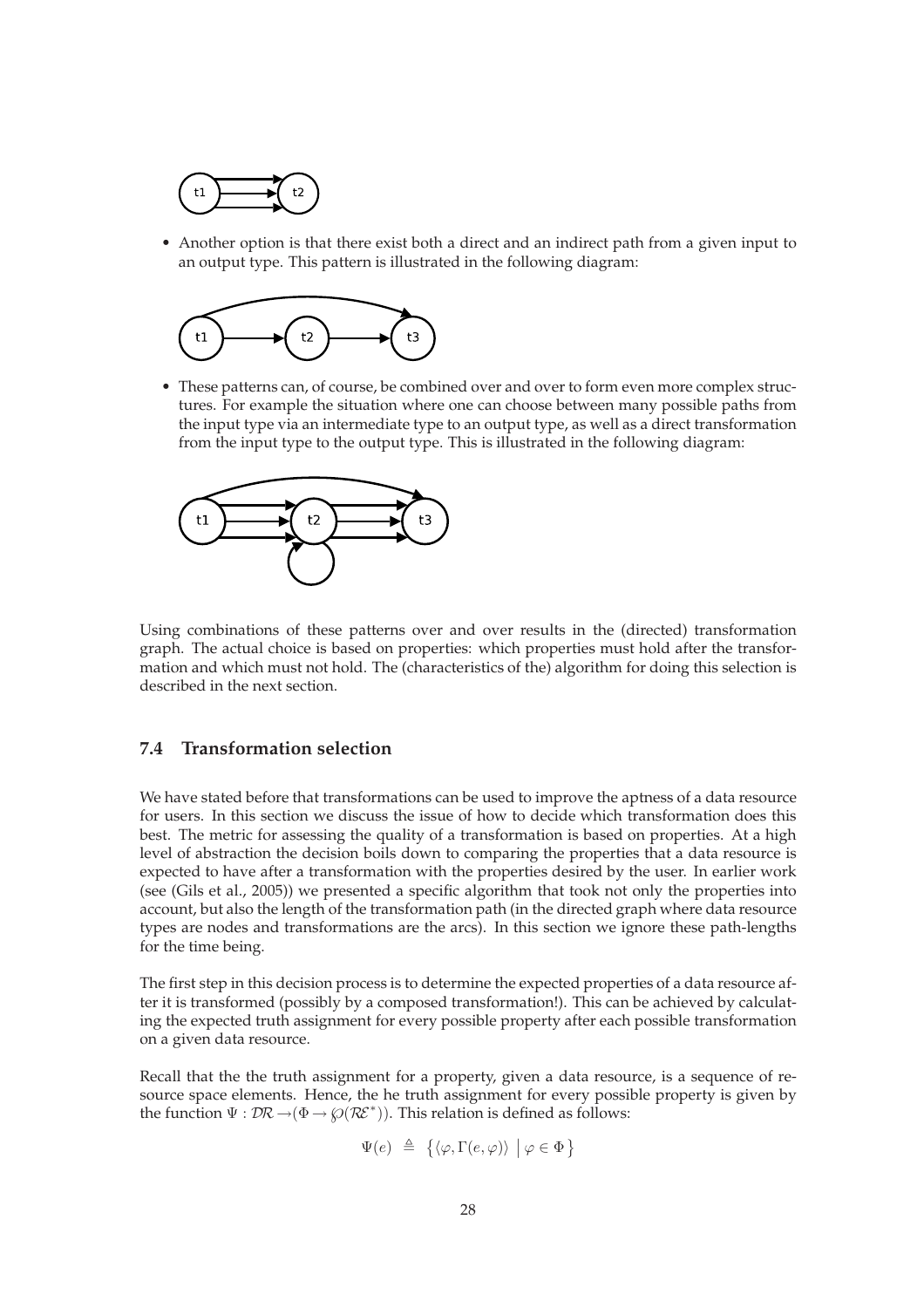- Another option is that there exist both a direct and an indirect path from a given input to an output type. This pattern is illustrated in the following diagram:

- These patterns can, of course, be combined over and over to form even more complex structures. For example the situation where one can choose between many possible paths from the input type via an intermediate type to an output type, as well as a direct transformation from the input type to the output type. This is illustrated in the following diagram:

Using combinations of these patterns over and over results in the (directed) transformation graph. The actual choice is based on properties: which properties must hold after the transformation and which must not hold. The (characteristics of the) algorithm for doing this selection is described in the next section.

## 7.4 Transformation selection

We have stated before that transformations can be used to improve the aptness of a data resource for users. In this section we discuss the issue of how to decide which transformation does this best. The metric for assessing the quality of a transformation is based on properties. At a high level of abstraction the decision boils down to comparing the properties that a data resource is expected to have after a transformation with the properties desired by the user. In earlier work (see (Gils et al., 2005)) we presented a specific algorithm that took not only the properties into account, but also the length of the transformation path (in the directed graph where data resource types are nodes and transformations are the arcs). In this section we ignore these path-lengths for the time being.

The first step in this decision process is to determine the expected properties of a data resource after it is transformed (possibly by a composed transformation!). This can be achieved by calculating the expected truth assignment for every possible property after each possible transformation on a given data resource.

Recall that the the truth assignment for a property, given a data resource, is a sequence of resource space elements. Hence, the he truth assignment for every possible property is given by the function $\Psi : \mathcal{DR} \rightarrow (\Phi \rightarrow \wp(\mathcal{RE}^*))$. This relation is defined as follows:

$$\Psi(e) \triangleq \left\{ \langle \varphi, \Gamma(e, \varphi) \rangle \;\middle|\; \varphi \in \Phi \right\}$$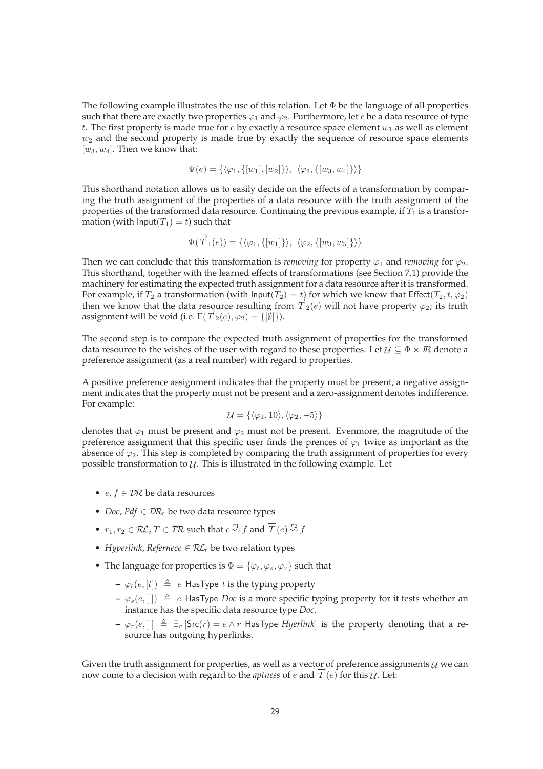The following example illustrates the use of this relation. Let $\Phi$ be the language of all properties such that there are exactly two properties $\varphi_1$ and $\varphi_2$. Furthermore, let $e$ be a data resource of type $t$. The first property is made true for $e$ by exactly a resource space element $w_1$ as well as element $w_2$ and the second property is made true by exactly the sequence of resource space elements $[w_3, w_4]$. Then we know that:

$$\Psi(e) = \{\langle \varphi_1, \{[w_1], [w_2]\}\rangle,\ \langle \varphi_2, \{[w_3, w_4]\}\rangle\}$$

This shorthand notation allows us to easily decide on the effects of a transformation by comparing the truth assignment of the properties of a data resource with the truth assignment of the properties of the transformed data resource. Continuing the previous example, if $T_1$ is a transformation (with $\mathsf{Input}(T_1) = t$) such that

$$\Psi(\overrightarrow{T}_1(e)) = \{\langle \varphi_1, \{[w_1]\}\rangle,\ \langle \varphi_2, \{[w_3, w_5]\}\rangle\}$$

Then we can conclude that this transformation is *removing* for property $\varphi_1$ and *removing* for $\varphi_2$. This shorthand, together with the learned effects of transformations (see Section 7.1) provide the machinery for estimating the expected truth assignment for a data resource after it is transformed. For example, if $T_2$ a transformation (with $\mathsf{Input}(T_2) = t$) for which we know that $\mathsf{Effect}(T_2, t, \varphi_2)$ then we know that the data resource resulting from $\overrightarrow{T}_2(e)$ will not have property $\varphi_2$; its truth assignment will be void (i.e. $\Gamma(\overrightarrow{T}_2(e), \varphi_2) = \{[\emptyset]\}$).

The second step is to compare the expected truth assignment of properties for the transformed data resource to the wishes of the user with regard to these properties. Let $\mathcal{U} \subseteq \Phi \times I\!R$ denote a preference assignment (as a real number) with regard to properties.

A positive preference assignment indicates that the property must be present, a negative assignment indicates that the property must not be present and a zero-assignment denotes indifference. For example:

$$\mathcal{U} = \{\langle \varphi_1, 10\rangle, \langle \varphi_2, -5\rangle\}$$

denotes that $\varphi_1$ must be present and $\varphi_2$ must not be present. Evenmore, the magnitude of the preference assignment that this specific user finds the prences of $\varphi_1$ twice as important as the absence of $\varphi_2$. This step is completed by comparing the truth assignment of properties for every possible transformation to $\mathcal{U}$. This is illustrated in the following example. Let

- $e, f \in \mathcal{DR}$ be data resources
- *Doc*, *Pdf* $\in \mathcal{DR}_\tau$ be two data resource types
- $r_1, r_2 \in \mathcal{RL}$, $T \in \mathcal{TR}$ such that $e \overset{r_1}{\leadsto} f$ and $\overrightarrow{T}(e) \overset{r_2}{\leadsto} f$
- *Hyperlink*, *Refernece* $\in \mathcal{RL}_\tau$ be two relation types
- The language for properties is $\Phi = \{\varphi_t, \varphi_s, \varphi_r\}$ such that
  - $\varphi_t(e, [t]) \triangleq e$ $\mathsf{HasType}$ $t$ is the typing property
  - $\varphi_s(e, [\,]) \triangleq e$ $\mathsf{HasType}$ *Doc* is a more specific typing property for it tests whether an instance has the specific data resource type *Doc*.
  - $\varphi_r(e, [\,] \triangleq \exists_r\, [\mathsf{Src}(r) = e \wedge r$ $\mathsf{HasType}$ *Hyerlink*$]$ is the property denoting that a resource has outgoing hyperlinks.

Given the truth assignment for properties, as well as a vector of preference assignments $\mathcal{U}$ we can now come to a decision with regard to the *aptness* of $e$ and $\overrightarrow{T}(e)$ for this $\mathcal{U}$. Let: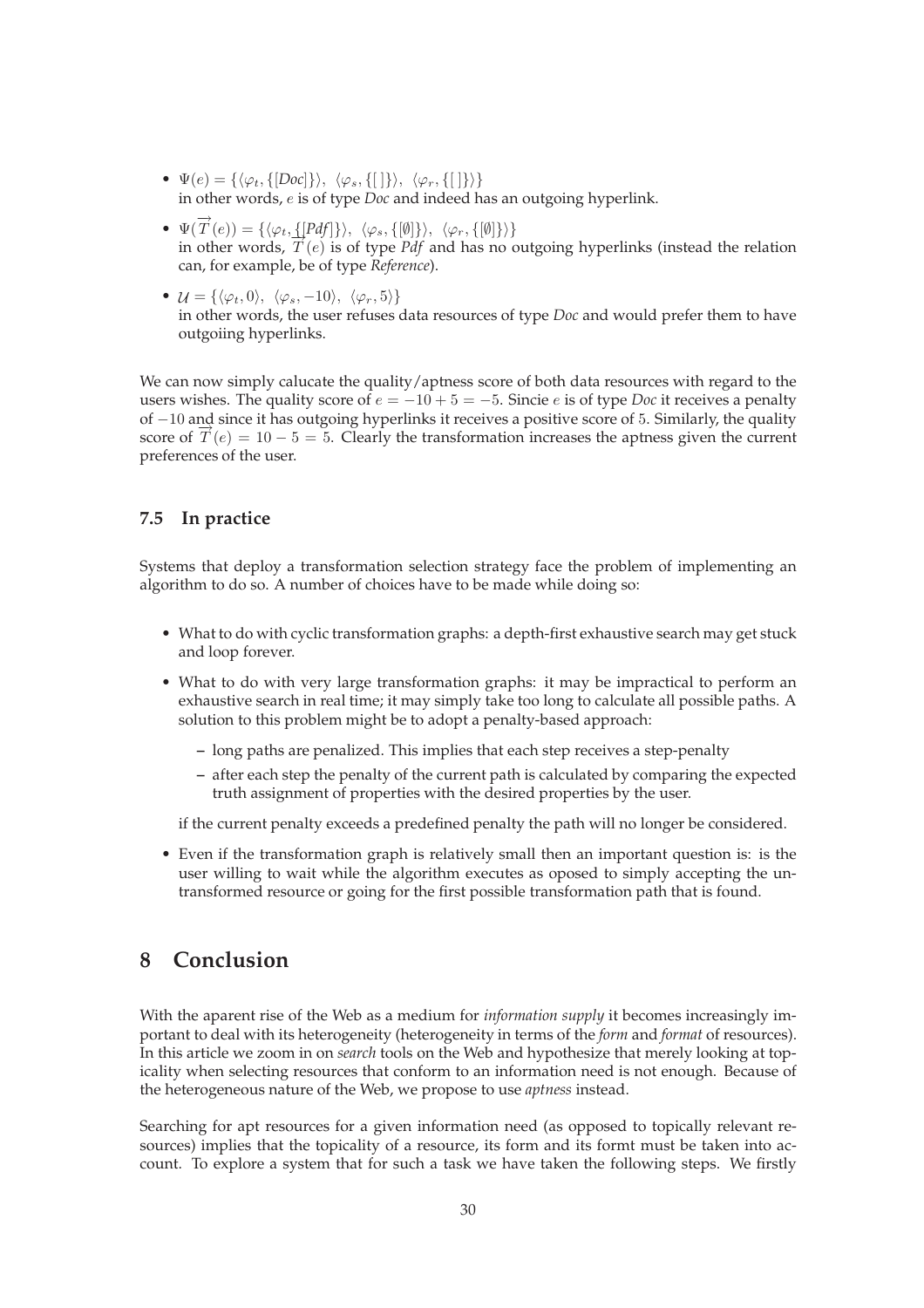- $\Psi(e) = \{\langle\varphi_t, \{[Doc]\}\rangle,\ \langle\varphi_s, \{[\,]\}\rangle,\ \langle\varphi_r, \{[\,]\}\rangle\}$
  in other words, $e$ is of type *Doc* and indeed has an outgoing hyperlink.
- $\Psi(\overrightarrow{T}(e)) = \{\langle\varphi_t, \{[Pdf]\}\rangle,\ \langle\varphi_s, \{[\emptyset]\}\rangle,\ \langle\varphi_r, \{[\emptyset]\}\rangle\}$
  in other words, $\overrightarrow{T}(e)$ is of type *Pdf* and has no outgoing hyperlinks (instead the relation can, for example, be of type *Reference*).
- $\mathcal{U} = \{\langle\varphi_t, 0\rangle,\ \langle\varphi_s, -10\rangle,\ \langle\varphi_r, 5\rangle\}$
  in other words, the user refuses data resources of type *Doc* and would prefer them to have outgoiing hyperlinks.

We can now simply calucate the quality/aptness score of both data resources with regard to the users wishes. The quality score of $e = -10 + 5 = -5$. Sincie $e$ is of type *Doc* it receives a penalty of $-10$ and since it has outgoing hyperlinks it receives a positive score of 5. Similarly, the quality score of $\overrightarrow{T}(e) = 10 - 5 = 5$. Clearly the transformation increases the aptness given the current preferences of the user.

### 7.5 In practice

Systems that deploy a transformation selection strategy face the problem of implementing an algorithm to do so. A number of choices have to be made while doing so:

- What to do with cyclic transformation graphs: a depth-first exhaustive search may get stuck and loop forever.
- What to do with very large transformation graphs: it may be impractical to perform an exhaustive search in real time; it may simply take too long to calculate all possible paths. A solution to this problem might be to adopt a penalty-based approach:
  - long paths are penalized. This implies that each step receives a step-penalty
  - after each step the penalty of the current path is calculated by comparing the expected truth assignment of properties with the desired properties by the user.

  if the current penalty exceeds a predefined penalty the path will no longer be considered.
- Even if the transformation graph is relatively small then an important question is: is the user willing to wait while the algorithm executes as oposed to simply accepting the untransformed resource or going for the first possible transformation path that is found.

## 8 Conclusion

With the aparent rise of the Web as a medium for *information supply* it becomes increasingly important to deal with its heterogeneity (heterogeneity in terms of the *form* and *format* of resources). In this article we zoom in on *search* tools on the Web and hypothesize that merely looking at topicality when selecting resources that conform to an information need is not enough. Because of the heterogeneous nature of the Web, we propose to use *aptness* instead.

Searching for apt resources for a given information need (as opposed to topically relevant resources) implies that the topicality of a resource, its form and its formt must be taken into account. To explore a system that for such a task we have taken the following steps. We firstly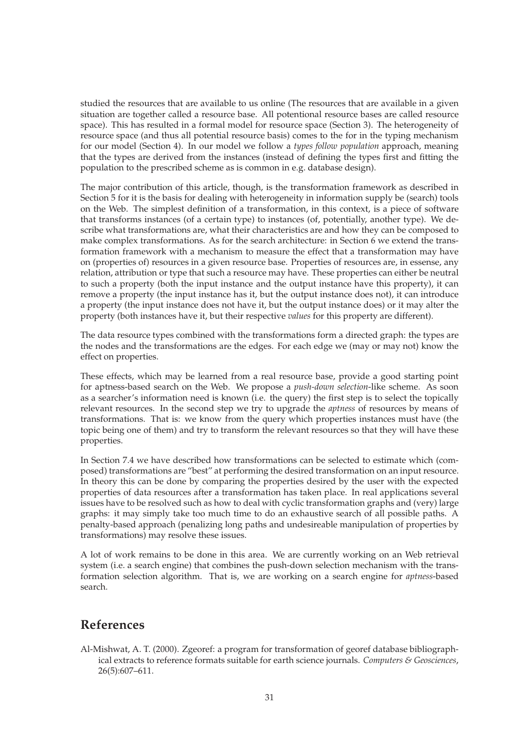studied the resources that are available to us online (The resources that are available in a given situation are together called a resource base. All potentional resource bases are called resource space). This has resulted in a formal model for resource space (Section 3). The heterogeneity of resource space (and thus all potential resource basis) comes to the for in the typing mechanism for our model (Section 4). In our model we follow a *types follow population* approach, meaning that the types are derived from the instances (instead of defining the types first and fitting the population to the prescribed scheme as is common in e.g. database design).

The major contribution of this article, though, is the transformation framework as described in Section 5 for it is the basis for dealing with heterogeneity in information supply be (search) tools on the Web. The simplest definition of a transformation, in this context, is a piece of software that transforms instances (of a certain type) to instances (of, potentially, another type). We describe what transformations are, what their characteristics are and how they can be composed to make complex transformations. As for the search architecture: in Section 6 we extend the transformation framework with a mechanism to measure the effect that a transformation may have on (properties of) resources in a given resource base. Properties of resources are, in essense, any relation, attribution or type that such a resource may have. These properties can either be neutral to such a property (both the input instance and the output instance have this property), it can remove a property (the input instance has it, but the output instance does not), it can introduce a property (the input instance does not have it, but the output instance does) or it may alter the property (both instances have it, but their respective *values* for this property are different).

The data resource types combined with the transformations form a directed graph: the types are the nodes and the transformations are the edges. For each edge we (may or may not) know the effect on properties.

These effects, which may be learned from a real resource base, provide a good starting point for aptness-based search on the Web. We propose a *push-down selection*-like scheme. As soon as a searcher's information need is known (i.e. the query) the first step is to select the topically relevant resources. In the second step we try to upgrade the *aptness* of resources by means of transformations. That is: we know from the query which properties instances must have (the topic being one of them) and try to transform the relevant resources so that they will have these properties.

In Section 7.4 we have described how transformations can be selected to estimate which (composed) transformations are "best" at performing the desired transformation on an input resource. In theory this can be done by comparing the properties desired by the user with the expected properties of data resources after a transformation has taken place. In real applications several issues have to be resolved such as how to deal with cyclic transformation graphs and (very) large graphs: it may simply take too much time to do an exhaustive search of all possible paths. A penalty-based approach (penalizing long paths and undesireable manipulation of properties by transformations) may resolve these issues.

A lot of work remains to be done in this area. We are currently working on an Web retrieval system (i.e. a search engine) that combines the push-down selection mechanism with the transformation selection algorithm. That is, we are working on a search engine for *aptness*-based search.

## References

Al-Mishwat, A. T. (2000). Zgeoref: a program for transformation of georef database bibliographical extracts to reference formats suitable for earth science journals. *Computers & Geosciences*, 26(5):607–611.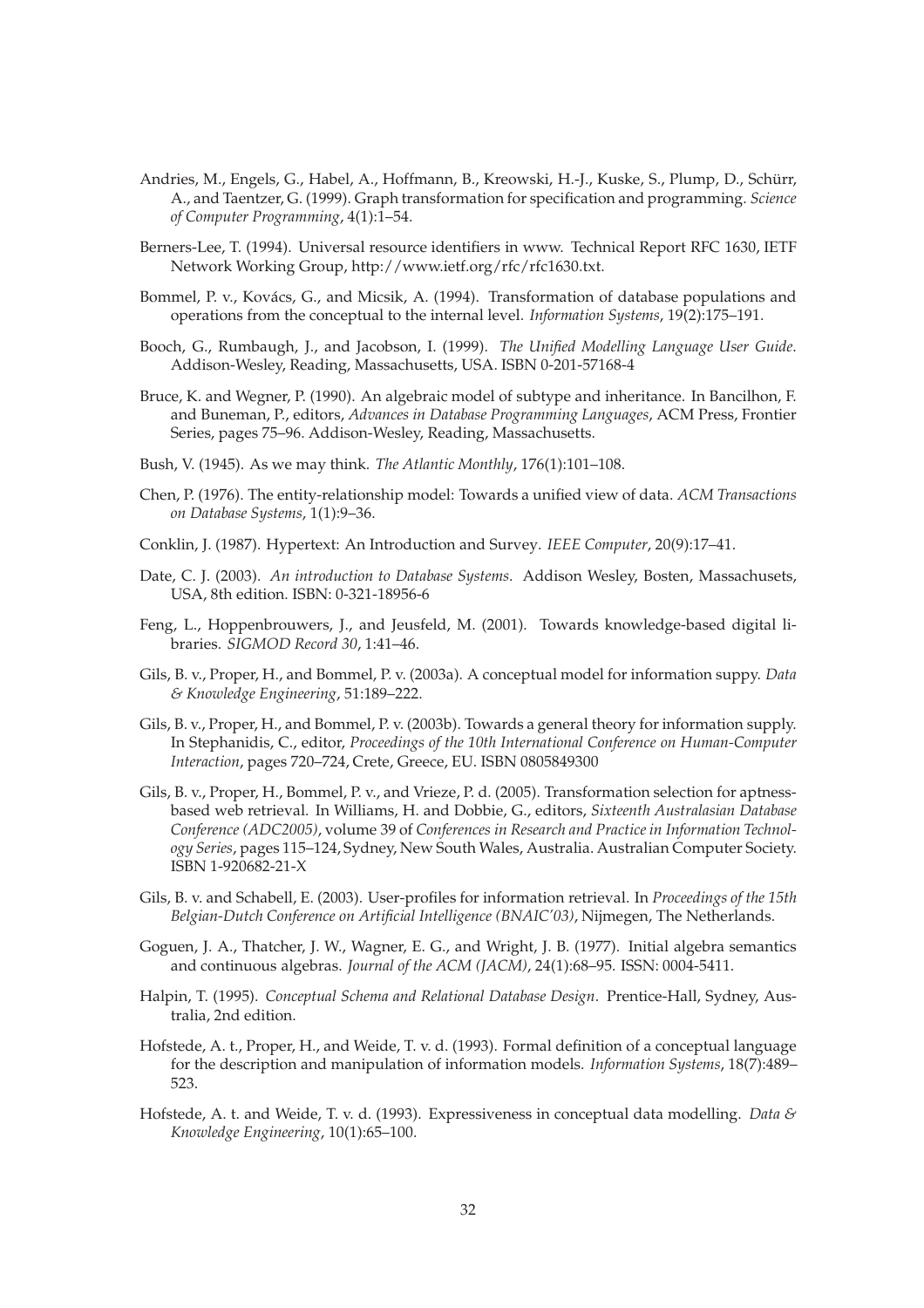Andries, M., Engels, G., Habel, A., Hoffmann, B., Kreowski, H.-J., Kuske, S., Plump, D., Schürr, A., and Taentzer, G. (1999). Graph transformation for specification and programming. *Science of Computer Programming*, 4(1):1–54.

Berners-Lee, T. (1994). Universal resource identifiers in www. Technical Report RFC 1630, IETF Network Working Group, http://www.ietf.org/rfc/rfc1630.txt.

Bommel, P. v., Kovács, G., and Micsik, A. (1994). Transformation of database populations and operations from the conceptual to the internal level. *Information Systems*, 19(2):175–191.

Booch, G., Rumbaugh, J., and Jacobson, I. (1999). *The Unified Modelling Language User Guide*. Addison-Wesley, Reading, Massachusetts, USA. ISBN 0-201-57168-4

Bruce, K. and Wegner, P. (1990). An algebraic model of subtype and inheritance. In Bancilhon, F. and Buneman, P., editors, *Advances in Database Programming Languages*, ACM Press, Frontier Series, pages 75–96. Addison-Wesley, Reading, Massachusetts.

Bush, V. (1945). As we may think. *The Atlantic Monthly*, 176(1):101–108.

Chen, P. (1976). The entity-relationship model: Towards a unified view of data. *ACM Transactions on Database Systems*, 1(1):9–36.

Conklin, J. (1987). Hypertext: An Introduction and Survey. *IEEE Computer*, 20(9):17–41.

Date, C. J. (2003). *An introduction to Database Systems*. Addison Wesley, Bosten, Massachusets, USA, 8th edition. ISBN: 0-321-18956-6

Feng, L., Hoppenbrouwers, J., and Jeusfeld, M. (2001). Towards knowledge-based digital libraries. *SIGMOD Record 30*, 1:41–46.

Gils, B. v., Proper, H., and Bommel, P. v. (2003a). A conceptual model for information suppy. *Data & Knowledge Engineering*, 51:189–222.

Gils, B. v., Proper, H., and Bommel, P. v. (2003b). Towards a general theory for information supply. In Stephanidis, C., editor, *Proceedings of the 10th International Conference on Human-Computer Interaction*, pages 720–724, Crete, Greece, EU. ISBN 0805849300

Gils, B. v., Proper, H., Bommel, P. v., and Vrieze, P. d. (2005). Transformation selection for aptness-based web retrieval. In Williams, H. and Dobbie, G., editors, *Sixteenth Australasian Database Conference (ADC2005)*, volume 39 of *Conferences in Research and Practice in Information Technology Series*, pages 115–124, Sydney, New South Wales, Australia. Australian Computer Society. ISBN 1-920682-21-X

Gils, B. v. and Schabell, E. (2003). User-profiles for information retrieval. In *Proceedings of the 15th Belgian-Dutch Conference on Artificial Intelligence (BNAIC'03)*, Nijmegen, The Netherlands.

Goguen, J. A., Thatcher, J. W., Wagner, E. G., and Wright, J. B. (1977). Initial algebra semantics and continuous algebras. *Journal of the ACM (JACM)*, 24(1):68–95. ISSN: 0004-5411.

Halpin, T. (1995). *Conceptual Schema and Relational Database Design*. Prentice-Hall, Sydney, Australia, 2nd edition.

Hofstede, A. t., Proper, H., and Weide, T. v. d. (1993). Formal definition of a conceptual language for the description and manipulation of information models. *Information Systems*, 18(7):489–523.

Hofstede, A. t. and Weide, T. v. d. (1993). Expressiveness in conceptual data modelling. *Data & Knowledge Engineering*, 10(1):65–100.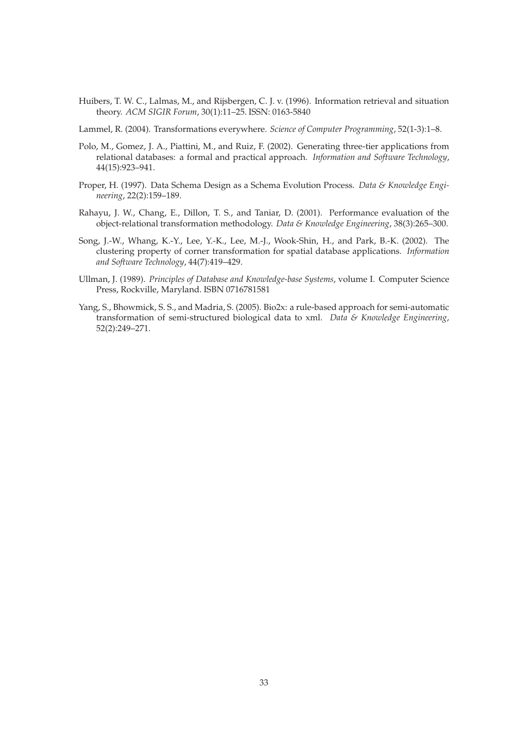Huibers, T. W. C., Lalmas, M., and Rijsbergen, C. J. v. (1996). Information retrieval and situation theory. *ACM SIGIR Forum*, 30(1):11–25. ISSN: 0163-5840

Lammel, R. (2004). Transformations everywhere. *Science of Computer Programming*, 52(1-3):1–8.

Polo, M., Gomez, J. A., Piattini, M., and Ruiz, F. (2002). Generating three-tier applications from relational databases: a formal and practical approach. *Information and Software Technology*, 44(15):923–941.

Proper, H. (1997). Data Schema Design as a Schema Evolution Process. *Data & Knowledge Engineering*, 22(2):159–189.

Rahayu, J. W., Chang, E., Dillon, T. S., and Taniar, D. (2001). Performance evaluation of the object-relational transformation methodology. *Data & Knowledge Engineering*, 38(3):265–300.

Song, J.-W., Whang, K.-Y., Lee, Y.-K., Lee, M.-J., Wook-Shin, H., and Park, B.-K. (2002). The clustering property of corner transformation for spatial database applications. *Information and Software Technology*, 44(7):419–429.

Ullman, J. (1989). *Principles of Database and Knowledge-base Systems*, volume I. Computer Science Press, Rockville, Maryland. ISBN 0716781581

Yang, S., Bhowmick, S. S., and Madria, S. (2005). Bio2x: a rule-based approach for semi-automatic transformation of semi-structured biological data to xml. *Data & Knowledge Engineering*, 52(2):249–271.